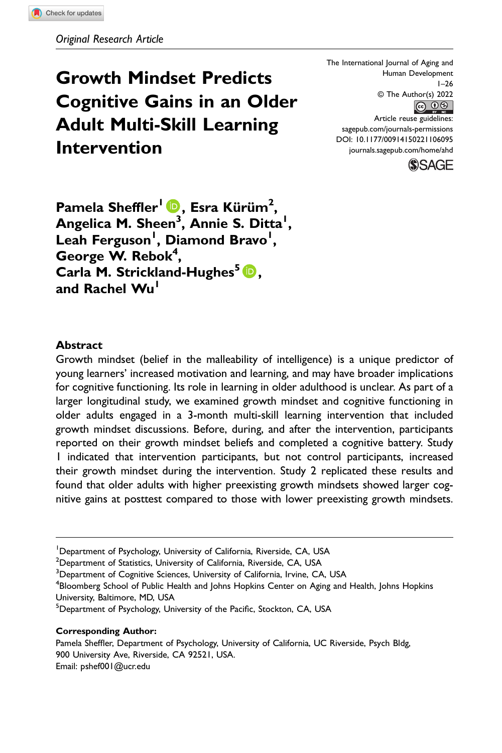*Original Research Article*

# Growth Mindset Predicts Cognitive Gains in an Older Adult Multi-Skill Learning Intervention

The International Journal of Aging and Human Development
© The Author(s) 2022
Article reuse guidelines: sagepub.com/journals-permissions
DOI: 10.1177/00914150221106095
journals.sagepub.com/home/ahd

**Pamela Sheffler[1], Esra Kürüm[2], Angelica M. Sheen[3], Annie S. Ditta[1], Leah Ferguson[1], Diamond Bravo[1], George W. Rebok[4], Carla M. Strickland-Hughes[5], and Rachel Wu[1]**

## Abstract

Growth mindset (belief in the malleability of intelligence) is a unique predictor of young learners' increased motivation and learning, and may have broader implications for cognitive functioning. Its role in learning in older adulthood is unclear. As part of a larger longitudinal study, we examined growth mindset and cognitive functioning in older adults engaged in a 3-month multi-skill learning intervention that included growth mindset discussions. Before, during, and after the intervention, participants reported on their growth mindset beliefs and completed a cognitive battery. Study 1 indicated that intervention participants, but not control participants, increased their growth mindset during the intervention. Study 2 replicated these results and found that older adults with higher preexisting growth mindsets showed larger cognitive gains at posttest compared to those with lower preexisting growth mindsets.

---

[1]Department of Psychology, University of California, Riverside, CA, USA
[2]Department of Statistics, University of California, Riverside, CA, USA
[3]Department of Cognitive Sciences, University of California, Irvine, CA, USA
[4]Bloomberg School of Public Health and Johns Hopkins Center on Aging and Health, Johns Hopkins University, Baltimore, MD, USA
[5]Department of Psychology, University of the Pacific, Stockton, CA, USA

**Corresponding Author:**
Pamela Sheffler, Department of Psychology, University of California, UC Riverside, Psych Bldg, 900 University Ave, Riverside, CA 92521, USA.
Email: pshef001@ucr.edu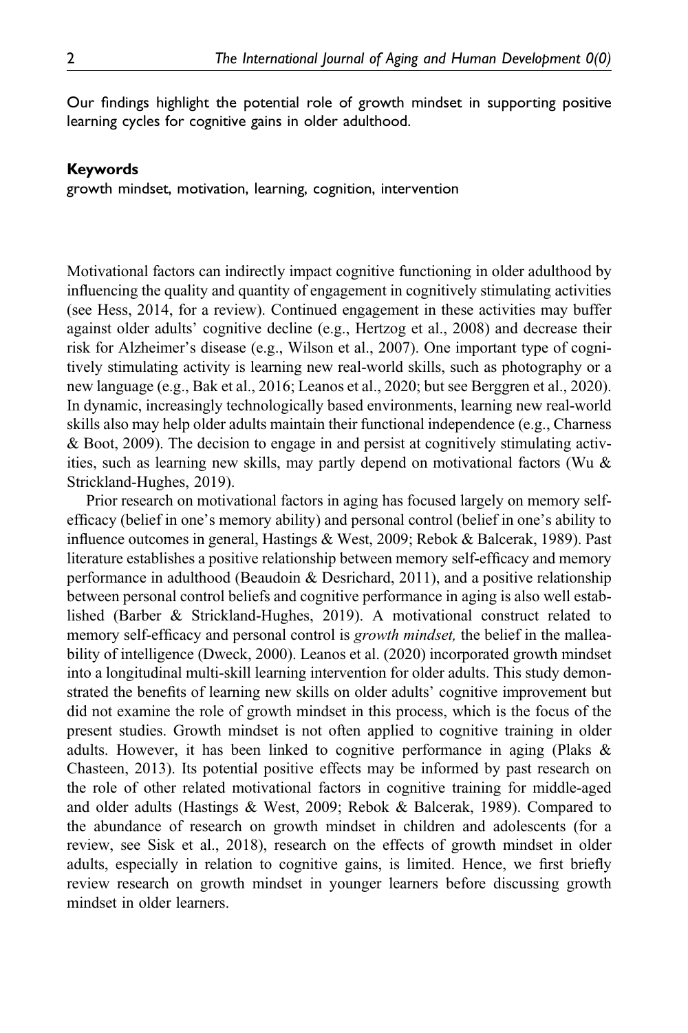Our findings highlight the potential role of growth mindset in supporting positive learning cycles for cognitive gains in older adulthood.

### Keywords

growth mindset, motivation, learning, cognition, intervention

Motivational factors can indirectly impact cognitive functioning in older adulthood by influencing the quality and quantity of engagement in cognitively stimulating activities (see Hess, 2014, for a review). Continued engagement in these activities may buffer against older adults' cognitive decline (e.g., Hertzog et al., 2008) and decrease their risk for Alzheimer's disease (e.g., Wilson et al., 2007). One important type of cognitively stimulating activity is learning new real-world skills, such as photography or a new language (e.g., Bak et al., 2016; Leanos et al., 2020; but see Berggren et al., 2020). In dynamic, increasingly technologically based environments, learning new real-world skills also may help older adults maintain their functional independence (e.g., Charness & Boot, 2009). The decision to engage in and persist at cognitively stimulating activities, such as learning new skills, may partly depend on motivational factors (Wu & Strickland-Hughes, 2019).

Prior research on motivational factors in aging has focused largely on memory self-efficacy (belief in one's memory ability) and personal control (belief in one's ability to influence outcomes in general, Hastings & West, 2009; Rebok & Balcerak, 1989). Past literature establishes a positive relationship between memory self-efficacy and memory performance in adulthood (Beaudoin & Desrichard, 2011), and a positive relationship between personal control beliefs and cognitive performance in aging is also well established (Barber & Strickland-Hughes, 2019). A motivational construct related to memory self-efficacy and personal control is *growth mindset,* the belief in the malleability of intelligence (Dweck, 2000). Leanos et al. (2020) incorporated growth mindset into a longitudinal multi-skill learning intervention for older adults. This study demonstrated the benefits of learning new skills on older adults' cognitive improvement but did not examine the role of growth mindset in this process, which is the focus of the present studies. Growth mindset is not often applied to cognitive training in older adults. However, it has been linked to cognitive performance in aging (Plaks & Chasteen, 2013). Its potential positive effects may be informed by past research on the role of other related motivational factors in cognitive training for middle-aged and older adults (Hastings & West, 2009; Rebok & Balcerak, 1989). Compared to the abundance of research on growth mindset in children and adolescents (for a review, see Sisk et al., 2018), research on the effects of growth mindset in older adults, especially in relation to cognitive gains, is limited. Hence, we first briefly review research on growth mindset in younger learners before discussing growth mindset in older learners.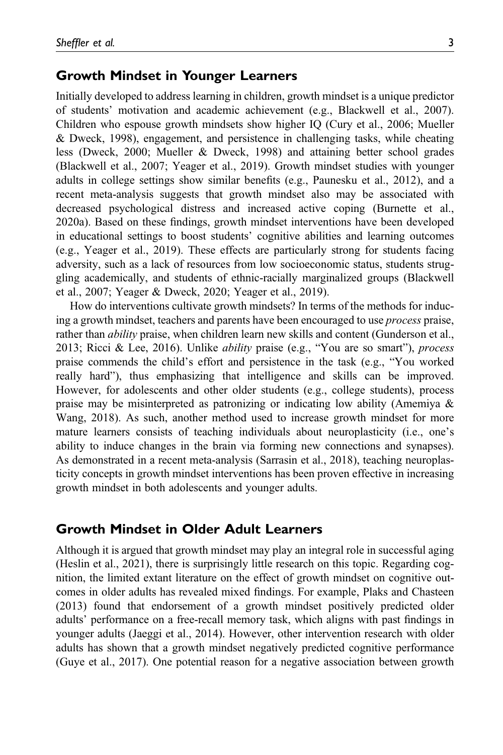## Growth Mindset in Younger Learners

Initially developed to address learning in children, growth mindset is a unique predictor of students' motivation and academic achievement (e.g., Blackwell et al., 2007). Children who espouse growth mindsets show higher IQ (Cury et al., 2006; Mueller & Dweck, 1998), engagement, and persistence in challenging tasks, while cheating less (Dweck, 2000; Mueller & Dweck, 1998) and attaining better school grades (Blackwell et al., 2007; Yeager et al., 2019). Growth mindset studies with younger adults in college settings show similar benefits (e.g., Paunesku et al., 2012), and a recent meta-analysis suggests that growth mindset also may be associated with decreased psychological distress and increased active coping (Burnette et al., 2020a). Based on these findings, growth mindset interventions have been developed in educational settings to boost students' cognitive abilities and learning outcomes (e.g., Yeager et al., 2019). These effects are particularly strong for students facing adversity, such as a lack of resources from low socioeconomic status, students struggling academically, and students of ethnic-racially marginalized groups (Blackwell et al., 2007; Yeager & Dweck, 2020; Yeager et al., 2019).

How do interventions cultivate growth mindsets? In terms of the methods for inducing a growth mindset, teachers and parents have been encouraged to use *process* praise, rather than *ability* praise, when children learn new skills and content (Gunderson et al., 2013; Ricci & Lee, 2016). Unlike *ability* praise (e.g., "You are so smart"), *process* praise commends the child's effort and persistence in the task (e.g., "You worked really hard"), thus emphasizing that intelligence and skills can be improved. However, for adolescents and other older students (e.g., college students), process praise may be misinterpreted as patronizing or indicating low ability (Amemiya & Wang, 2018). As such, another method used to increase growth mindset for more mature learners consists of teaching individuals about neuroplasticity (i.e., one's ability to induce changes in the brain via forming new connections and synapses). As demonstrated in a recent meta-analysis (Sarrasin et al., 2018), teaching neuroplasticity concepts in growth mindset interventions has been proven effective in increasing growth mindset in both adolescents and younger adults.

## Growth Mindset in Older Adult Learners

Although it is argued that growth mindset may play an integral role in successful aging (Heslin et al., 2021), there is surprisingly little research on this topic. Regarding cognition, the limited extant literature on the effect of growth mindset on cognitive outcomes in older adults has revealed mixed findings. For example, Plaks and Chasteen (2013) found that endorsement of a growth mindset positively predicted older adults' performance on a free-recall memory task, which aligns with past findings in younger adults (Jaeggi et al., 2014). However, other intervention research with older adults has shown that a growth mindset negatively predicted cognitive performance (Guye et al., 2017). One potential reason for a negative association between growth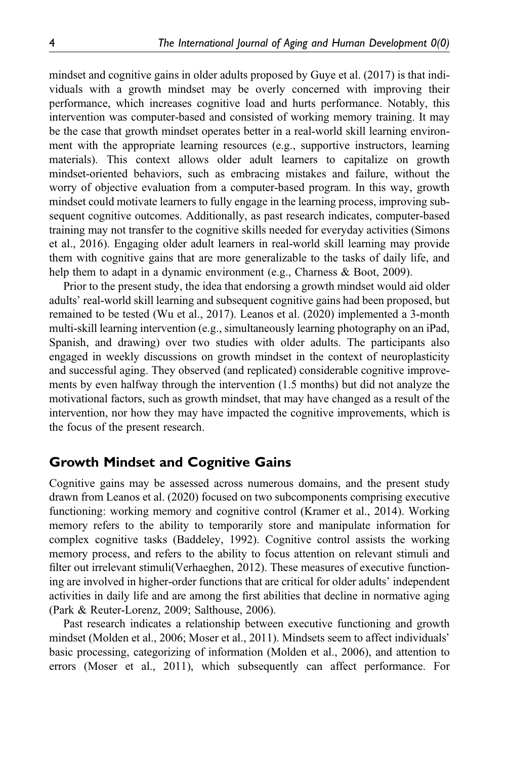mindset and cognitive gains in older adults proposed by Guye et al. (2017) is that individuals with a growth mindset may be overly concerned with improving their performance, which increases cognitive load and hurts performance. Notably, this intervention was computer-based and consisted of working memory training. It may be the case that growth mindset operates better in a real-world skill learning environment with the appropriate learning resources (e.g., supportive instructors, learning materials). This context allows older adult learners to capitalize on growth mindset-oriented behaviors, such as embracing mistakes and failure, without the worry of objective evaluation from a computer-based program. In this way, growth mindset could motivate learners to fully engage in the learning process, improving subsequent cognitive outcomes. Additionally, as past research indicates, computer-based training may not transfer to the cognitive skills needed for everyday activities (Simons et al., 2016). Engaging older adult learners in real-world skill learning may provide them with cognitive gains that are more generalizable to the tasks of daily life, and help them to adapt in a dynamic environment (e.g., Charness & Boot, 2009).

Prior to the present study, the idea that endorsing a growth mindset would aid older adults' real-world skill learning and subsequent cognitive gains had been proposed, but remained to be tested (Wu et al., 2017). Leanos et al. (2020) implemented a 3-month multi-skill learning intervention (e.g., simultaneously learning photography on an iPad, Spanish, and drawing) over two studies with older adults. The participants also engaged in weekly discussions on growth mindset in the context of neuroplasticity and successful aging. They observed (and replicated) considerable cognitive improvements by even halfway through the intervention (1.5 months) but did not analyze the motivational factors, such as growth mindset, that may have changed as a result of the intervention, nor how they may have impacted the cognitive improvements, which is the focus of the present research.

## Growth Mindset and Cognitive Gains

Cognitive gains may be assessed across numerous domains, and the present study drawn from Leanos et al. (2020) focused on two subcomponents comprising executive functioning: working memory and cognitive control (Kramer et al., 2014). Working memory refers to the ability to temporarily store and manipulate information for complex cognitive tasks (Baddeley, 1992). Cognitive control assists the working memory process, and refers to the ability to focus attention on relevant stimuli and filter out irrelevant stimuli(Verhaeghen, 2012). These measures of executive functioning are involved in higher-order functions that are critical for older adults' independent activities in daily life and are among the first abilities that decline in normative aging (Park & Reuter-Lorenz, 2009; Salthouse, 2006).

Past research indicates a relationship between executive functioning and growth mindset (Molden et al., 2006; Moser et al., 2011). Mindsets seem to affect individuals' basic processing, categorizing of information (Molden et al., 2006), and attention to errors (Moser et al., 2011), which subsequently can affect performance. For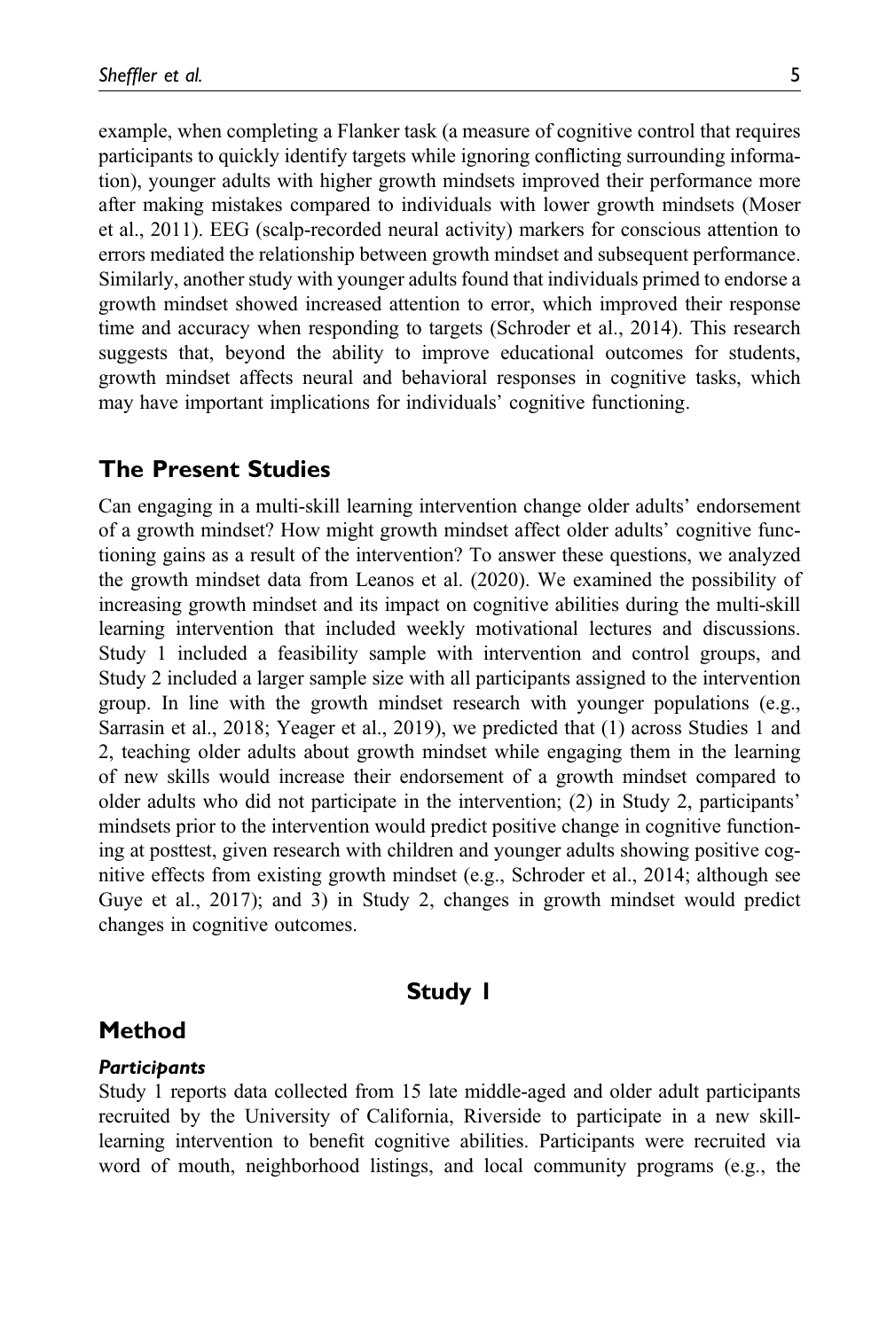example, when completing a Flanker task (a measure of cognitive control that requires participants to quickly identify targets while ignoring conflicting surrounding information), younger adults with higher growth mindsets improved their performance more after making mistakes compared to individuals with lower growth mindsets (Moser et al., 2011). EEG (scalp-recorded neural activity) markers for conscious attention to errors mediated the relationship between growth mindset and subsequent performance. Similarly, another study with younger adults found that individuals primed to endorse a growth mindset showed increased attention to error, which improved their response time and accuracy when responding to targets (Schroder et al., 2014). This research suggests that, beyond the ability to improve educational outcomes for students, growth mindset affects neural and behavioral responses in cognitive tasks, which may have important implications for individuals' cognitive functioning.

## The Present Studies

Can engaging in a multi-skill learning intervention change older adults' endorsement of a growth mindset? How might growth mindset affect older adults' cognitive functioning gains as a result of the intervention? To answer these questions, we analyzed the growth mindset data from Leanos et al. (2020). We examined the possibility of increasing growth mindset and its impact on cognitive abilities during the multi-skill learning intervention that included weekly motivational lectures and discussions. Study 1 included a feasibility sample with intervention and control groups, and Study 2 included a larger sample size with all participants assigned to the intervention group. In line with the growth mindset research with younger populations (e.g., Sarrasin et al., 2018; Yeager et al., 2019), we predicted that (1) across Studies 1 and 2, teaching older adults about growth mindset while engaging them in the learning of new skills would increase their endorsement of a growth mindset compared to older adults who did not participate in the intervention; (2) in Study 2, participants' mindsets prior to the intervention would predict positive change in cognitive functioning at posttest, given research with children and younger adults showing positive cognitive effects from existing growth mindset (e.g., Schroder et al., 2014; although see Guye et al., 2017); and 3) in Study 2, changes in growth mindset would predict changes in cognitive outcomes.

# Study 1

## Method

### *Participants*

Study 1 reports data collected from 15 late middle-aged and older adult participants recruited by the University of California, Riverside to participate in a new skill-learning intervention to benefit cognitive abilities. Participants were recruited via word of mouth, neighborhood listings, and local community programs (e.g., the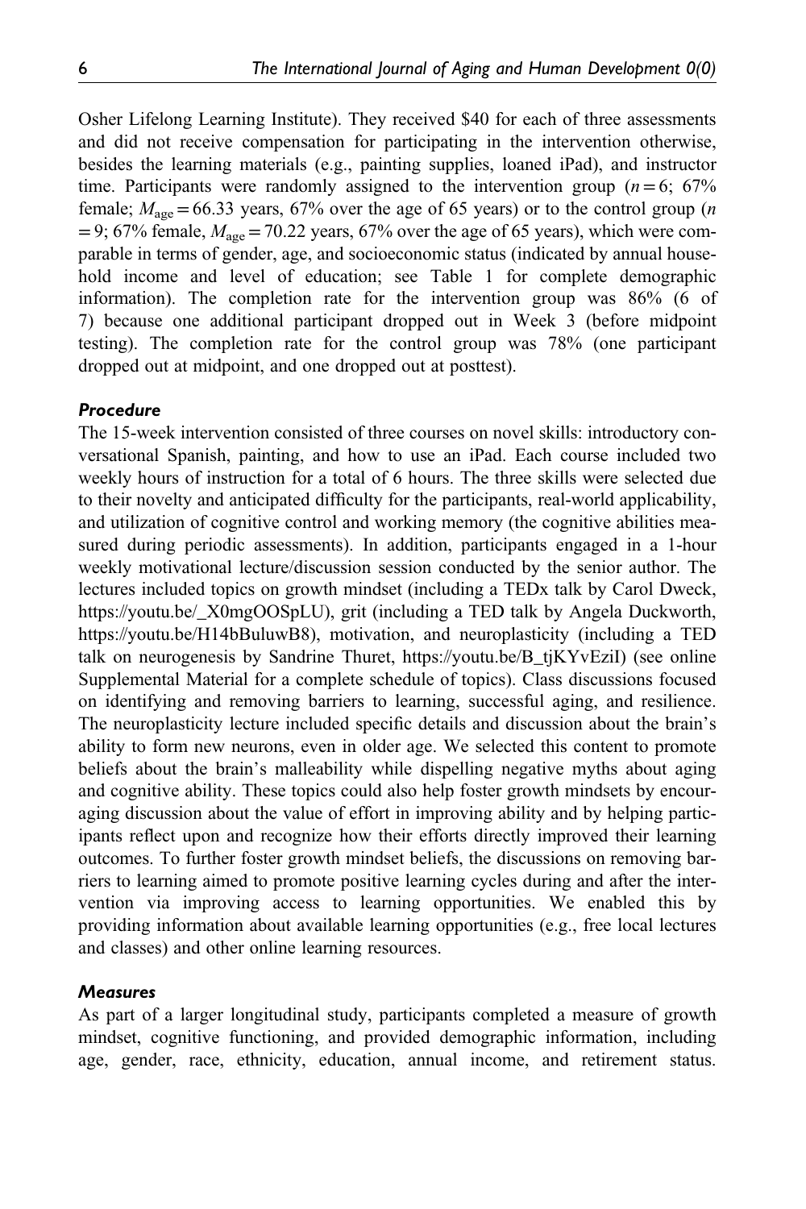Osher Lifelong Learning Institute). They received $40 for each of three assessments and did not receive compensation for participating in the intervention otherwise, besides the learning materials (e.g., painting supplies, loaned iPad), and instructor time. Participants were randomly assigned to the intervention group ($n = 6$; 67% female; $M_{age} = 66.33$ years, 67% over the age of 65 years) or to the control group ($n = 9$; 67% female, $M_{age} = 70.22$ years, 67% over the age of 65 years), which were comparable in terms of gender, age, and socioeconomic status (indicated by annual household income and level of education; see Table 1 for complete demographic information). The completion rate for the intervention group was 86% (6 of 7) because one additional participant dropped out in Week 3 (before midpoint testing). The completion rate for the control group was 78% (one participant dropped out at midpoint, and one dropped out at posttest).

### *Procedure*

The 15-week intervention consisted of three courses on novel skills: introductory conversational Spanish, painting, and how to use an iPad. Each course included two weekly hours of instruction for a total of 6 hours. The three skills were selected due to their novelty and anticipated difficulty for the participants, real-world applicability, and utilization of cognitive control and working memory (the cognitive abilities measured during periodic assessments). In addition, participants engaged in a 1-hour weekly motivational lecture/discussion session conducted by the senior author. The lectures included topics on growth mindset (including a TEDx talk by Carol Dweck, https://youtu.be/_X0mgOOSpLU), grit (including a TED talk by Angela Duckworth, https://youtu.be/H14bBuluwB8), motivation, and neuroplasticity (including a TED talk on neurogenesis by Sandrine Thuret, https://youtu.be/B_tjKYvEziI) (see online Supplemental Material for a complete schedule of topics). Class discussions focused on identifying and removing barriers to learning, successful aging, and resilience. The neuroplasticity lecture included specific details and discussion about the brain's ability to form new neurons, even in older age. We selected this content to promote beliefs about the brain's malleability while dispelling negative myths about aging and cognitive ability. These topics could also help foster growth mindsets by encouraging discussion about the value of effort in improving ability and by helping participants reflect upon and recognize how their efforts directly improved their learning outcomes. To further foster growth mindset beliefs, the discussions on removing barriers to learning aimed to promote positive learning cycles during and after the intervention via improving access to learning opportunities. We enabled this by providing information about available learning opportunities (e.g., free local lectures and classes) and other online learning resources.

### *Measures*

As part of a larger longitudinal study, participants completed a measure of growth mindset, cognitive functioning, and provided demographic information, including age, gender, race, ethnicity, education, annual income, and retirement status.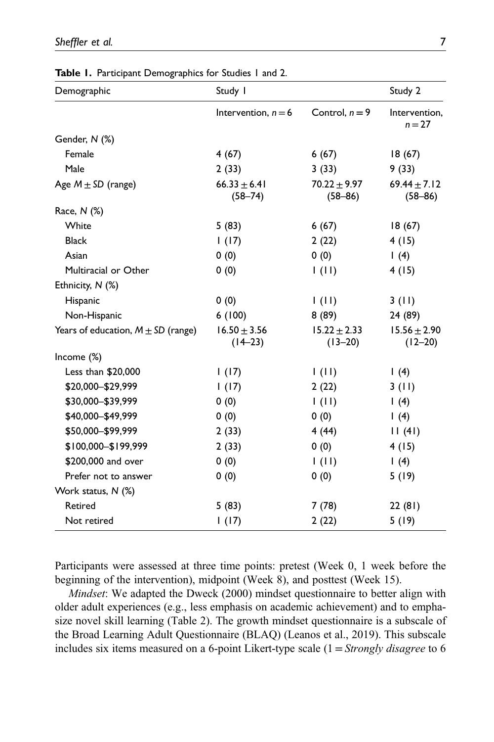**Table 1.** Participant Demographics for Studies 1 and 2.

| Demographic | Study 1 | | Study 2 |
|---|---|---|---|
| | Intervention, $n = 6$ | Control, $n = 9$ | Intervention, $n = 27$ |
| Gender, *N* (%) | | | |
| Female | 4 (67) | 6 (67) | 18 (67) |
| Male | 2 (33) | 3 (33) | 9 (33) |
| Age $M \pm SD$ (range) | $66.33 \pm 6.41$ (58–74) | $70.22 \pm 9.97$ (58–86) | $69.44 \pm 7.12$ (58–86) |
| Race, *N* (%) | | | |
| White | 5 (83) | 6 (67) | 18 (67) |
| Black | 1 (17) | 2 (22) | 4 (15) |
| Asian | 0 (0) | 0 (0) | 1 (4) |
| Multiracial or Other | 0 (0) | 1 (11) | 4 (15) |
| Ethnicity, *N* (%) | | | |
| Hispanic | 0 (0) | 1 (11) | 3 (11) |
| Non-Hispanic | 6 (100) | 8 (89) | 24 (89) |
| Years of education, $M \pm SD$ (range) | $16.50 \pm 3.56$ (14–23) | $15.22 \pm 2.33$ (13–20) | $15.56 \pm 2.90$ (12–20) |
| Income (%) | | | |
| Less than $20,000 | 1 (17) | 1 (11) | 1 (4) |
| $20,000–$29,999 | 1 (17) | 2 (22) | 3 (11) |
| $30,000–$39,999 | 0 (0) | 1 (11) | 1 (4) |
| $40,000–$49,999 | 0 (0) | 0 (0) | 1 (4) |
| $50,000–$99,999 | 2 (33) | 4 (44) | 11 (41) |
| $100,000–$199,999 | 2 (33) | 0 (0) | 4 (15) |
| $200,000 and over | 0 (0) | 1 (11) | 1 (4) |
| Prefer not to answer | 0 (0) | 0 (0) | 5 (19) |
| Work status, *N* (%) | | | |
| Retired | 5 (83) | 7 (78) | 22 (81) |
| Not retired | 1 (17) | 2 (22) | 5 (19) |

Participants were assessed at three time points: pretest (Week 0, 1 week before the beginning of the intervention), midpoint (Week 8), and posttest (Week 15).

*Mindset*: We adapted the Dweck (2000) mindset questionnaire to better align with older adult experiences (e.g., less emphasis on academic achievement) and to emphasize novel skill learning (Table 2). The growth mindset questionnaire is a subscale of the Broad Learning Adult Questionnaire (BLAQ) (Leanos et al., 2019). This subscale includes six items measured on a 6-point Likert-type scale (1 = *Strongly disagree* to 6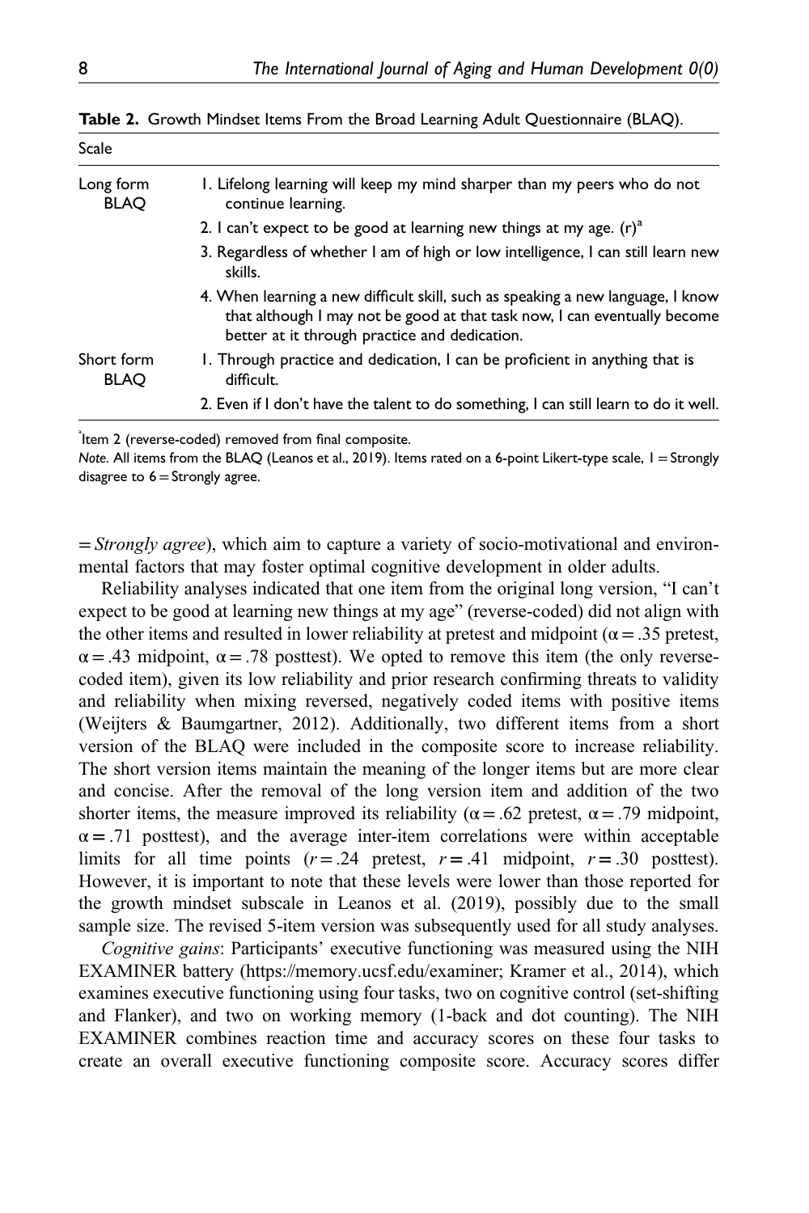**Table 2.** Growth Mindset Items From the Broad Learning Adult Questionnaire (BLAQ).

| Scale | |
|---|---|
| Long form BLAQ | 1. Lifelong learning will keep my mind sharper than my peers who do not continue learning. |
| | 2. I can't expect to be good at learning new things at my age. (r)[a] |
| | 3. Regardless of whether I am of high or low intelligence, I can still learn new skills. |
| | 4. When learning a new difficult skill, such as speaking a new language, I know that although I may not be good at that task now, I can eventually become better at it through practice and dedication. |
| Short form BLAQ | 1. Through practice and dedication, I can be proficient in anything that is difficult. |
| | 2. Even if I don't have the talent to do something, I can still learn to do it well. |

[a]Item 2 (reverse-coded) removed from final composite.

*Note.* All items from the BLAQ (Leanos et al., 2019). Items rated on a 6-point Likert-type scale, 1 = Strongly disagree to 6 = Strongly agree.

= *Strongly agree*), which aim to capture a variety of socio-motivational and environmental factors that may foster optimal cognitive development in older adults.

Reliability analyses indicated that one item from the original long version, "I can't expect to be good at learning new things at my age" (reverse-coded) did not align with the other items and resulted in lower reliability at pretest and midpoint ($\alpha = .35$ pretest, $\alpha = .43$ midpoint, $\alpha = .78$ posttest). We opted to remove this item (the only reverse-coded item), given its low reliability and prior research confirming threats to validity and reliability when mixing reversed, negatively coded items with positive items (Weijters & Baumgartner, 2012). Additionally, two different items from a short version of the BLAQ were included in the composite score to increase reliability. The short version items maintain the meaning of the longer items but are more clear and concise. After the removal of the long version item and addition of the two shorter items, the measure improved its reliability ($\alpha = .62$ pretest, $\alpha = .79$ midpoint, $\alpha = .71$ posttest), and the average inter-item correlations were within acceptable limits for all time points ($r = .24$ pretest, $r = .41$ midpoint, $r = .30$ posttest). However, it is important to note that these levels were lower than those reported for the growth mindset subscale in Leanos et al. (2019), possibly due to the small sample size. The revised 5-item version was subsequently used for all study analyses.

*Cognitive gains*: Participants' executive functioning was measured using the NIH EXAMINER battery (https://memory.ucsf.edu/examiner; Kramer et al., 2014), which examines executive functioning using four tasks, two on cognitive control (set-shifting and Flanker), and two on working memory (1-back and dot counting). The NIH EXAMINER combines reaction time and accuracy scores on these four tasks to create an overall executive functioning composite score. Accuracy scores differ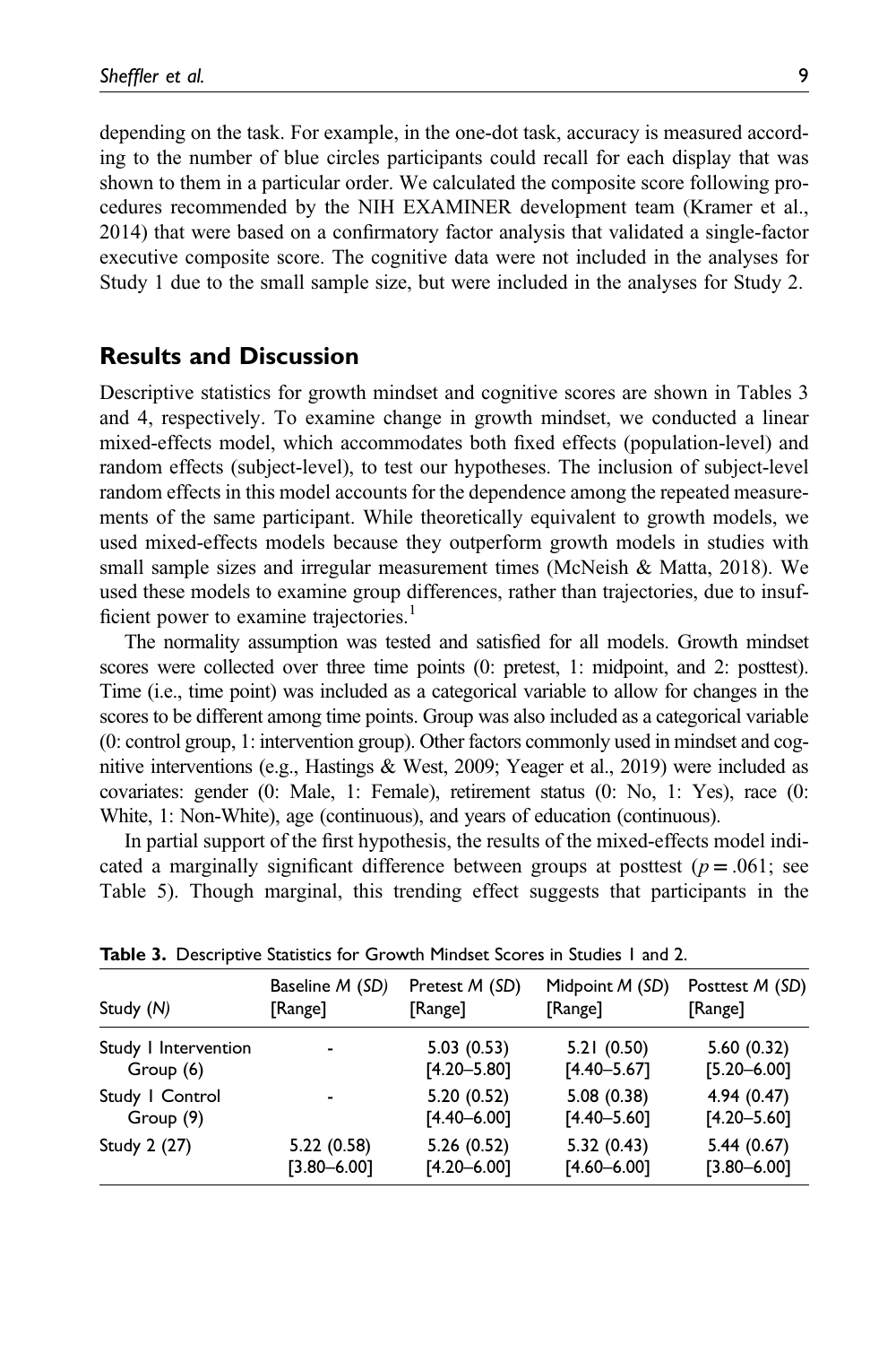depending on the task. For example, in the one-dot task, accuracy is measured according to the number of blue circles participants could recall for each display that was shown to them in a particular order. We calculated the composite score following procedures recommended by the NIH EXAMINER development team (Kramer et al., 2014) that were based on a confirmatory factor analysis that validated a single-factor executive composite score. The cognitive data were not included in the analyses for Study 1 due to the small sample size, but were included in the analyses for Study 2.

## Results and Discussion

Descriptive statistics for growth mindset and cognitive scores are shown in Tables 3 and 4, respectively. To examine change in growth mindset, we conducted a linear mixed-effects model, which accommodates both fixed effects (population-level) and random effects (subject-level), to test our hypotheses. The inclusion of subject-level random effects in this model accounts for the dependence among the repeated measurements of the same participant. While theoretically equivalent to growth models, we used mixed-effects models because they outperform growth models in studies with small sample sizes and irregular measurement times (McNeish & Matta, 2018). We used these models to examine group differences, rather than trajectories, due to insufficient power to examine trajectories.[1]

The normality assumption was tested and satisfied for all models. Growth mindset scores were collected over three time points (0: pretest, 1: midpoint, and 2: posttest). Time (i.e., time point) was included as a categorical variable to allow for changes in the scores to be different among time points. Group was also included as a categorical variable (0: control group, 1: intervention group). Other factors commonly used in mindset and cognitive interventions (e.g., Hastings & West, 2009; Yeager et al., 2019) were included as covariates: gender (0: Male, 1: Female), retirement status (0: No, 1: Yes), race (0: White, 1: Non-White), age (continuous), and years of education (continuous).

In partial support of the first hypothesis, the results of the mixed-effects model indicated a marginally significant difference between groups at posttest ($p = .061$; see Table 5). Though marginal, this trending effect suggests that participants in the

**Table 3.** Descriptive Statistics for Growth Mindset Scores in Studies 1 and 2.

| Study (*N*) | Baseline *M* (*SD*) [Range] | Pretest *M* (*SD*) [Range] | Midpoint *M* (*SD*) [Range] | Posttest *M* (*SD*) [Range] |
|---|---|---|---|---|
| Study 1 Intervention Group (6) | - | 5.03 (0.53) [4.20–5.80] | 5.21 (0.50) [4.40–5.67] | 5.60 (0.32) [5.20–6.00] |
| Study 1 Control Group (9) | - | 5.20 (0.52) [4.40–6.00] | 5.08 (0.38) [4.40–5.60] | 4.94 (0.47) [4.20–5.60] |
| Study 2 (27) | 5.22 (0.58) [3.80–6.00] | 5.26 (0.52) [4.20–6.00] | 5.32 (0.43) [4.60–6.00] | 5.44 (0.67) [3.80–6.00] |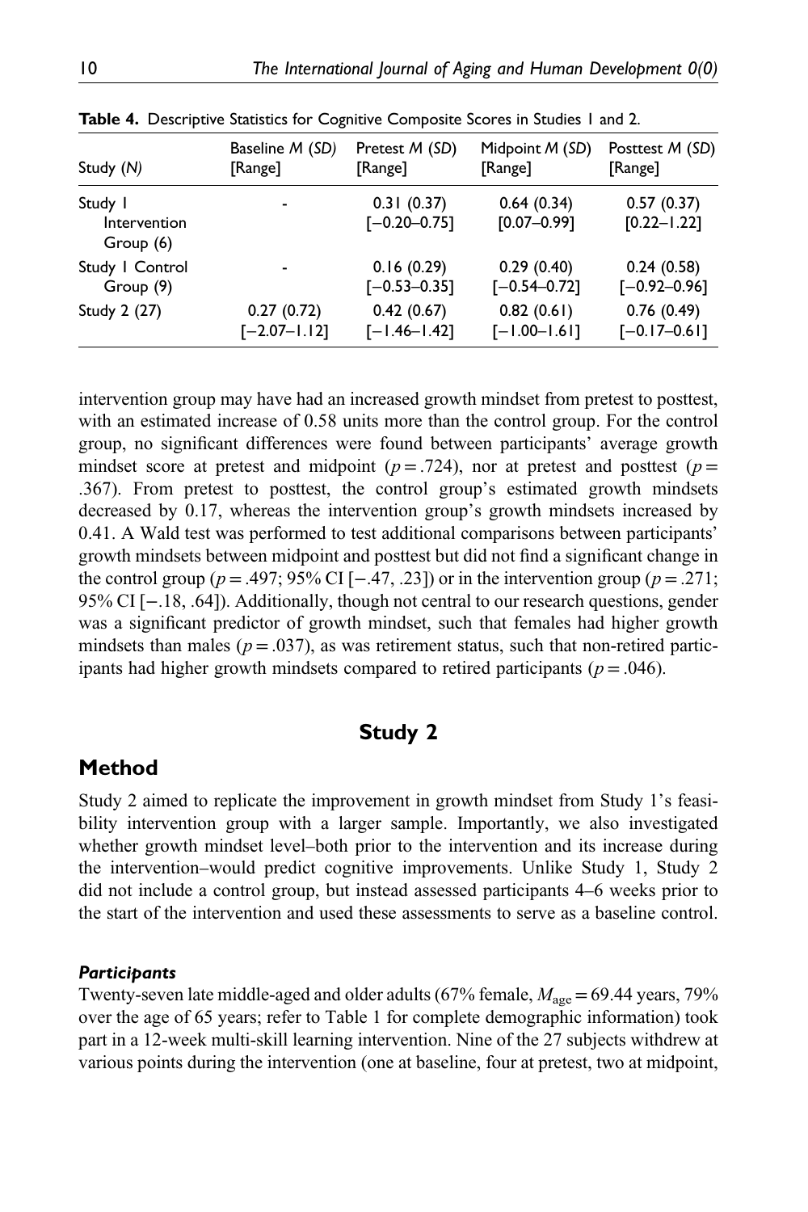**Table 4.** Descriptive Statistics for Cognitive Composite Scores in Studies 1 and 2.

| Study (*N*) | Baseline *M* (*SD*) [Range] | Pretest *M* (*SD*) [Range] | Midpoint *M* (*SD*) [Range] | Posttest *M* (*SD*) [Range] |
|---|---|---|---|---|
| Study 1 Intervention Group (6) | - | 0.31 (0.37) [−0.20–0.75] | 0.64 (0.34) [0.07–0.99] | 0.57 (0.37) [0.22–1.22] |
| Study 1 Control Group (9) | - | 0.16 (0.29) [−0.53–0.35] | 0.29 (0.40) [−0.54–0.72] | 0.24 (0.58) [−0.92–0.96] |
| Study 2 (27) | 0.27 (0.72) [−2.07–1.12] | 0.42 (0.67) [−1.46–1.42] | 0.82 (0.61) [−1.00–1.61] | 0.76 (0.49) [−0.17–0.61] |

intervention group may have had an increased growth mindset from pretest to posttest, with an estimated increase of 0.58 units more than the control group. For the control group, no significant differences were found between participants' average growth mindset score at pretest and midpoint ($p = .724$), nor at pretest and posttest ($p = .367$). From pretest to posttest, the control group's estimated growth mindsets decreased by 0.17, whereas the intervention group's growth mindsets increased by 0.41. A Wald test was performed to test additional comparisons between participants' growth mindsets between midpoint and posttest but did not find a significant change in the control group ($p = .497$; 95% CI [−.47, .23]) or in the intervention group ($p = .271$; 95% CI [−.18, .64]). Additionally, though not central to our research questions, gender was a significant predictor of growth mindset, such that females had higher growth mindsets than males ($p = .037$), as was retirement status, such that non-retired participants had higher growth mindsets compared to retired participants ($p = .046$).

# Study 2

## Method

Study 2 aimed to replicate the improvement in growth mindset from Study 1's feasibility intervention group with a larger sample. Importantly, we also investigated whether growth mindset level–both prior to the intervention and its increase during the intervention–would predict cognitive improvements. Unlike Study 1, Study 2 did not include a control group, but instead assessed participants 4–6 weeks prior to the start of the intervention and used these assessments to serve as a baseline control.

### *Participants*

Twenty-seven late middle-aged and older adults (67% female, $M_{age} = 69.44$ years, 79% over the age of 65 years; refer to Table 1 for complete demographic information) took part in a 12-week multi-skill learning intervention. Nine of the 27 subjects withdrew at various points during the intervention (one at baseline, four at pretest, two at midpoint,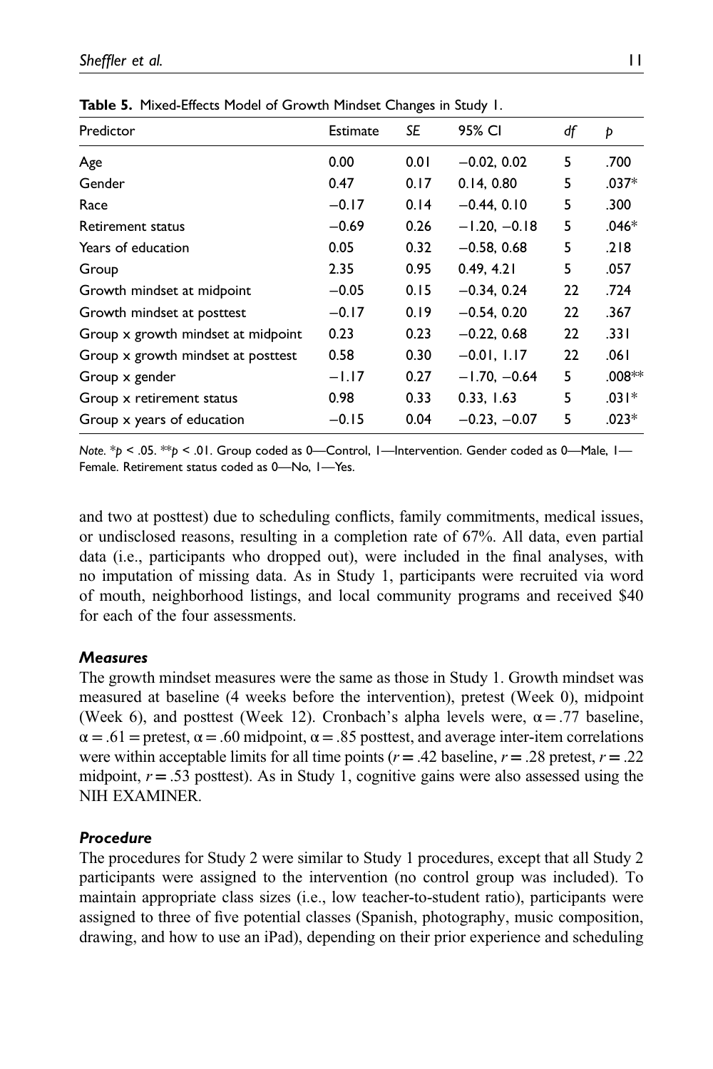**Table 5.** Mixed-Effects Model of Growth Mindset Changes in Study 1.

| Predictor | Estimate | *SE* | 95% CI | *df* | *p* |
|---|---|---|---|---|---|
| Age | 0.00 | 0.01 | −0.02, 0.02 | 5 | .700 |
| Gender | 0.47 | 0.17 | 0.14, 0.80 | 5 | .037* |
| Race | −0.17 | 0.14 | −0.44, 0.10 | 5 | .300 |
| Retirement status | −0.69 | 0.26 | −1.20, −0.18 | 5 | .046* |
| Years of education | 0.05 | 0.32 | −0.58, 0.68 | 5 | .218 |
| Group | 2.35 | 0.95 | 0.49, 4.21 | 5 | .057 |
| Growth mindset at midpoint | −0.05 | 0.15 | −0.34, 0.24 | 22 | .724 |
| Growth mindset at posttest | −0.17 | 0.19 | −0.54, 0.20 | 22 | .367 |
| Group x growth mindset at midpoint | 0.23 | 0.23 | −0.22, 0.68 | 22 | .331 |
| Group x growth mindset at posttest | 0.58 | 0.30 | −0.01, 1.17 | 22 | .061 |
| Group x gender | −1.17 | 0.27 | −1.70, −0.64 | 5 | .008** |
| Group x retirement status | 0.98 | 0.33 | 0.33, 1.63 | 5 | .031* |
| Group x years of education | −0.15 | 0.04 | −0.23, −0.07 | 5 | .023* |

*Note.* *$p < .05$. **$p < .01$. Group coded as 0—Control, 1—Intervention. Gender coded as 0—Male, 1—Female. Retirement status coded as 0—No, 1—Yes.

and two at posttest) due to scheduling conflicts, family commitments, medical issues, or undisclosed reasons, resulting in a completion rate of 67%. All data, even partial data (i.e., participants who dropped out), were included in the final analyses, with no imputation of missing data. As in Study 1, participants were recruited via word of mouth, neighborhood listings, and local community programs and received $40 for each of the four assessments.

### *Measures*

The growth mindset measures were the same as those in Study 1. Growth mindset was measured at baseline (4 weeks before the intervention), pretest (Week 0), midpoint (Week 6), and posttest (Week 12). Cronbach's alpha levels were, $\alpha = .77$ baseline, $\alpha = .61$ = pretest, $\alpha = .60$ midpoint, $\alpha = .85$ posttest, and average inter-item correlations were within acceptable limits for all time points ($r = .42$ baseline, $r = .28$ pretest, $r = .22$ midpoint, $r = .53$ posttest). As in Study 1, cognitive gains were also assessed using the NIH EXAMINER.

### *Procedure*

The procedures for Study 2 were similar to Study 1 procedures, except that all Study 2 participants were assigned to the intervention (no control group was included). To maintain appropriate class sizes (i.e., low teacher-to-student ratio), participants were assigned to three of five potential classes (Spanish, photography, music composition, drawing, and how to use an iPad), depending on their prior experience and scheduling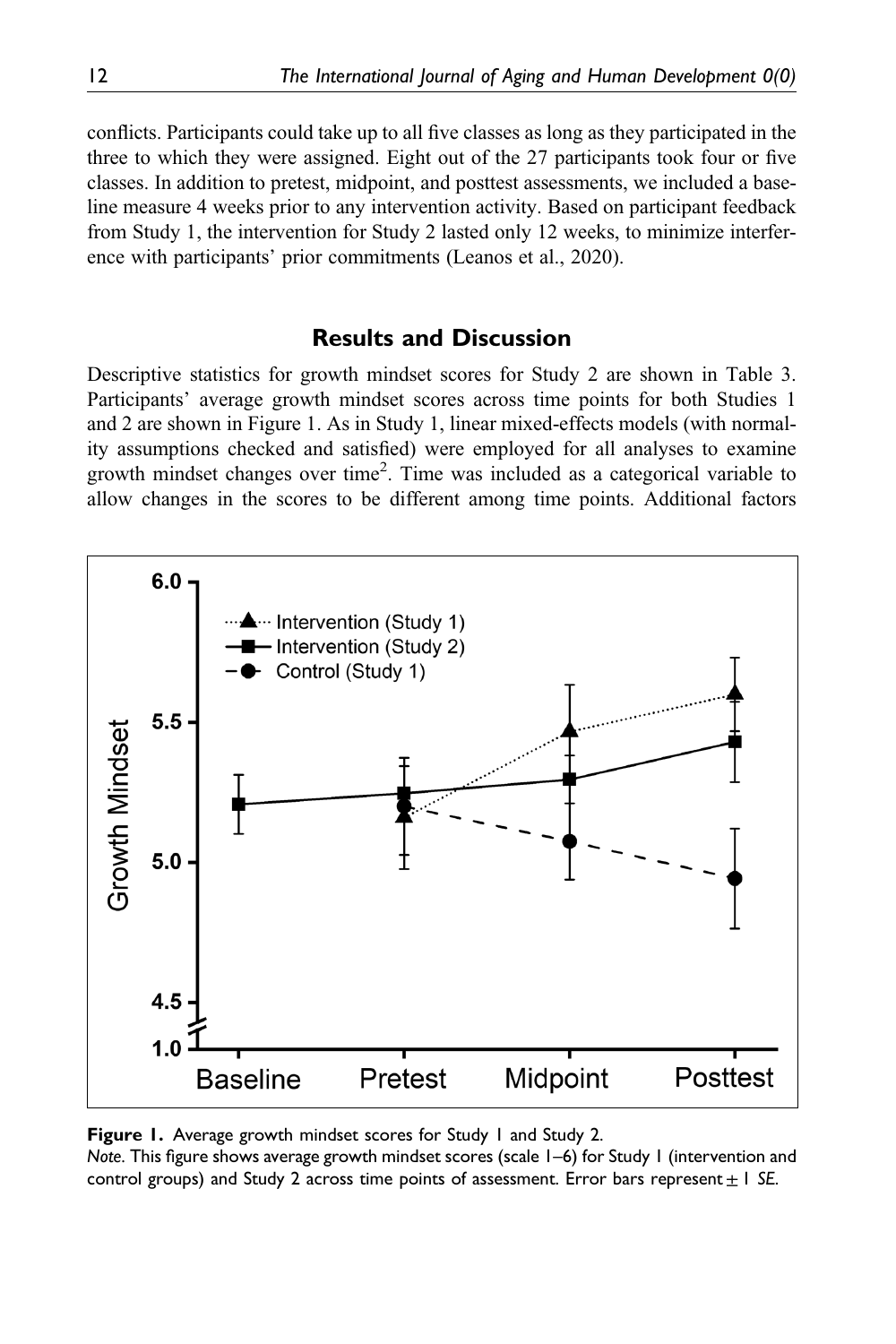conflicts. Participants could take up to all five classes as long as they participated in the three to which they were assigned. Eight out of the 27 participants took four or five classes. In addition to pretest, midpoint, and posttest assessments, we included a baseline measure 4 weeks prior to any intervention activity. Based on participant feedback from Study 1, the intervention for Study 2 lasted only 12 weeks, to minimize interference with participants' prior commitments (Leanos et al., 2020).

## Results and Discussion

Descriptive statistics for growth mindset scores for Study 2 are shown in Table 3. Participants' average growth mindset scores across time points for both Studies 1 and 2 are shown in Figure 1. As in Study 1, linear mixed-effects models (with normality assumptions checked and satisfied) were employed for all analyses to examine growth mindset changes over time[2]. Time was included as a categorical variable to allow changes in the scores to be different among time points. Additional factors

**Figure 1.** Average growth mindset scores for Study 1 and Study 2.
*Note.* This figure shows average growth mindset scores (scale 1–6) for Study 1 (intervention and control groups) and Study 2 across time points of assessment. Error bars represent ± 1 *SE*.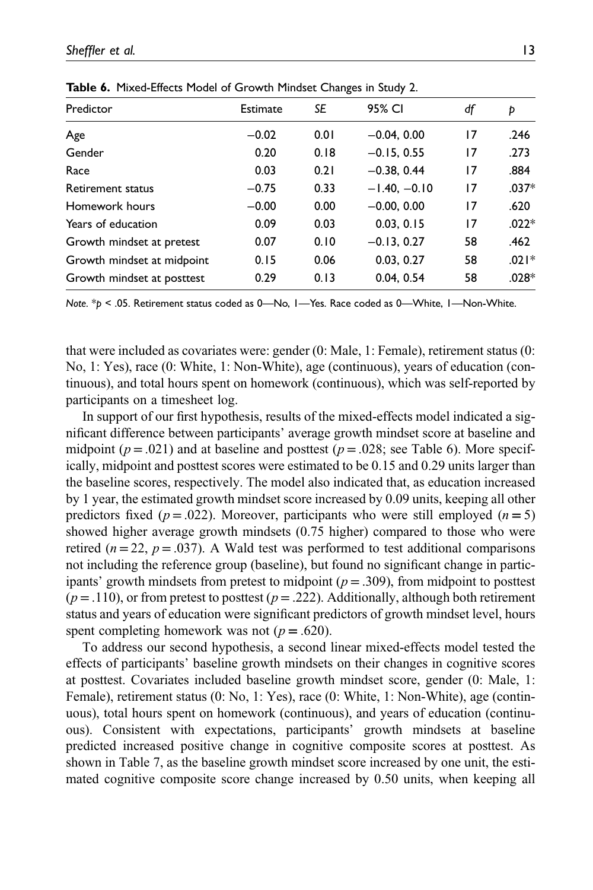**Table 6.** Mixed-Effects Model of Growth Mindset Changes in Study 2.

| Predictor | Estimate | *SE* | 95% CI | *df* | *p* |
|---|---|---|---|---|---|
| Age | −0.02 | 0.01 | −0.04, 0.00 | 17 | .246 |
| Gender | 0.20 | 0.18 | −0.15, 0.55 | 17 | .273 |
| Race | 0.03 | 0.21 | −0.38, 0.44 | 17 | .884 |
| Retirement status | −0.75 | 0.33 | −1.40, −0.10 | 17 | .037* |
| Homework hours | −0.00 | 0.00 | −0.00, 0.00 | 17 | .620 |
| Years of education | 0.09 | 0.03 | 0.03, 0.15 | 17 | .022* |
| Growth mindset at pretest | 0.07 | 0.10 | −0.13, 0.27 | 58 | .462 |
| Growth mindset at midpoint | 0.15 | 0.06 | 0.03, 0.27 | 58 | .021* |
| Growth mindset at posttest | 0.29 | 0.13 | 0.04, 0.54 | 58 | .028* |

*Note.* \*$p < .05$. Retirement status coded as 0—No, 1—Yes. Race coded as 0—White, 1—Non-White.

that were included as covariates were: gender (0: Male, 1: Female), retirement status (0: No, 1: Yes), race (0: White, 1: Non-White), age (continuous), years of education (continuous), and total hours spent on homework (continuous), which was self-reported by participants on a timesheet log.

In support of our first hypothesis, results of the mixed-effects model indicated a significant difference between participants' average growth mindset score at baseline and midpoint ($p = .021$) and at baseline and posttest ($p = .028$; see Table 6). More specifically, midpoint and posttest scores were estimated to be 0.15 and 0.29 units larger than the baseline scores, respectively. The model also indicated that, as education increased by 1 year, the estimated growth mindset score increased by 0.09 units, keeping all other predictors fixed ($p = .022$). Moreover, participants who were still employed ($n = 5$) showed higher average growth mindsets (0.75 higher) compared to those who were retired ($n = 22$, $p = .037$). A Wald test was performed to test additional comparisons not including the reference group (baseline), but found no significant change in participants' growth mindsets from pretest to midpoint ($p = .309$), from midpoint to posttest ($p = .110$), or from pretest to posttest ($p = .222$). Additionally, although both retirement status and years of education were significant predictors of growth mindset level, hours spent completing homework was not ($p = .620$).

To address our second hypothesis, a second linear mixed-effects model tested the effects of participants' baseline growth mindsets on their changes in cognitive scores at posttest. Covariates included baseline growth mindset score, gender (0: Male, 1: Female), retirement status (0: No, 1: Yes), race (0: White, 1: Non-White), age (continuous), total hours spent on homework (continuous), and years of education (continuous). Consistent with expectations, participants' growth mindsets at baseline predicted increased positive change in cognitive composite scores at posttest. As shown in Table 7, as the baseline growth mindset score increased by one unit, the estimated cognitive composite score change increased by 0.50 units, when keeping all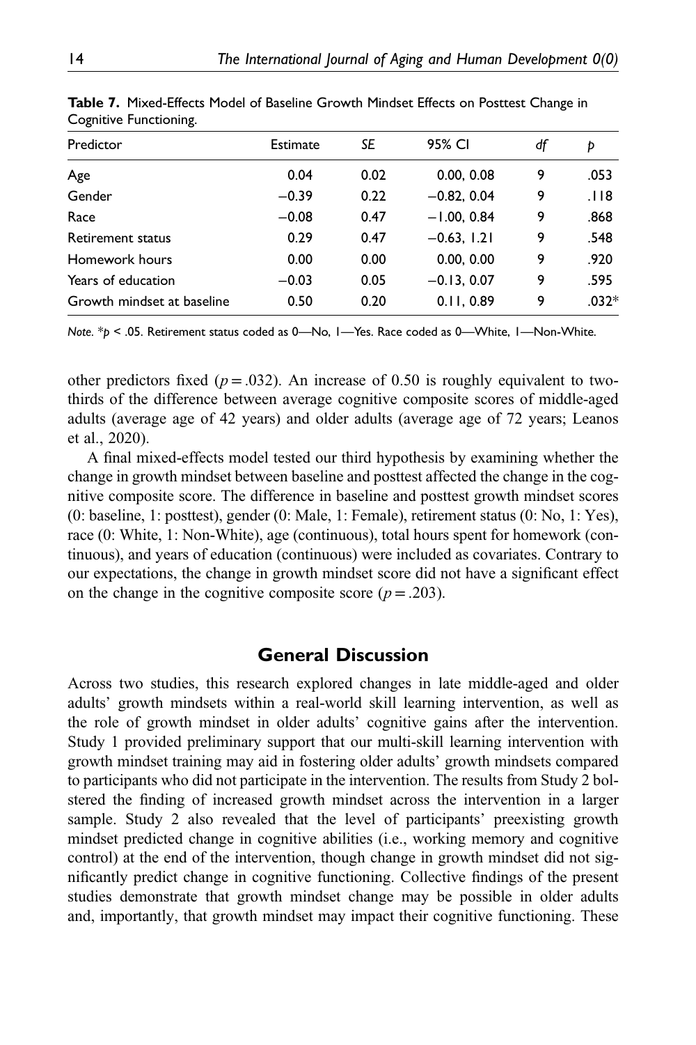**Table 7.** Mixed-Effects Model of Baseline Growth Mindset Effects on Posttest Change in Cognitive Functioning.

| Predictor | Estimate | *SE* | 95% CI | *df* | *p* |
|---|---|---|---|---|---|
| Age | 0.04 | 0.02 | 0.00, 0.08 | 9 | .053 |
| Gender | −0.39 | 0.22 | −0.82, 0.04 | 9 | .118 |
| Race | −0.08 | 0.47 | −1.00, 0.84 | 9 | .868 |
| Retirement status | 0.29 | 0.47 | −0.63, 1.21 | 9 | .548 |
| Homework hours | 0.00 | 0.00 | 0.00, 0.00 | 9 | .920 |
| Years of education | −0.03 | 0.05 | −0.13, 0.07 | 9 | .595 |
| Growth mindset at baseline | 0.50 | 0.20 | 0.11, 0.89 | 9 | .032* |

*Note*. *$p < .05$. Retirement status coded as 0—No, 1—Yes. Race coded as 0—White, 1—Non-White.

other predictors fixed ($p = .032$). An increase of 0.50 is roughly equivalent to two-thirds of the difference between average cognitive composite scores of middle-aged adults (average age of 42 years) and older adults (average age of 72 years; Leanos et al., 2020).

A final mixed-effects model tested our third hypothesis by examining whether the change in growth mindset between baseline and posttest affected the change in the cognitive composite score. The difference in baseline and posttest growth mindset scores (0: baseline, 1: posttest), gender (0: Male, 1: Female), retirement status (0: No, 1: Yes), race (0: White, 1: Non-White), age (continuous), total hours spent for homework (continuous), and years of education (continuous) were included as covariates. Contrary to our expectations, the change in growth mindset score did not have a significant effect on the change in the cognitive composite score ($p = .203$).

## General Discussion

Across two studies, this research explored changes in late middle-aged and older adults' growth mindsets within a real-world skill learning intervention, as well as the role of growth mindset in older adults' cognitive gains after the intervention. Study 1 provided preliminary support that our multi-skill learning intervention with growth mindset training may aid in fostering older adults' growth mindsets compared to participants who did not participate in the intervention. The results from Study 2 bolstered the finding of increased growth mindset across the intervention in a larger sample. Study 2 also revealed that the level of participants' preexisting growth mindset predicted change in cognitive abilities (i.e., working memory and cognitive control) at the end of the intervention, though change in growth mindset did not significantly predict change in cognitive functioning. Collective findings of the present studies demonstrate that growth mindset change may be possible in older adults and, importantly, that growth mindset may impact their cognitive functioning. These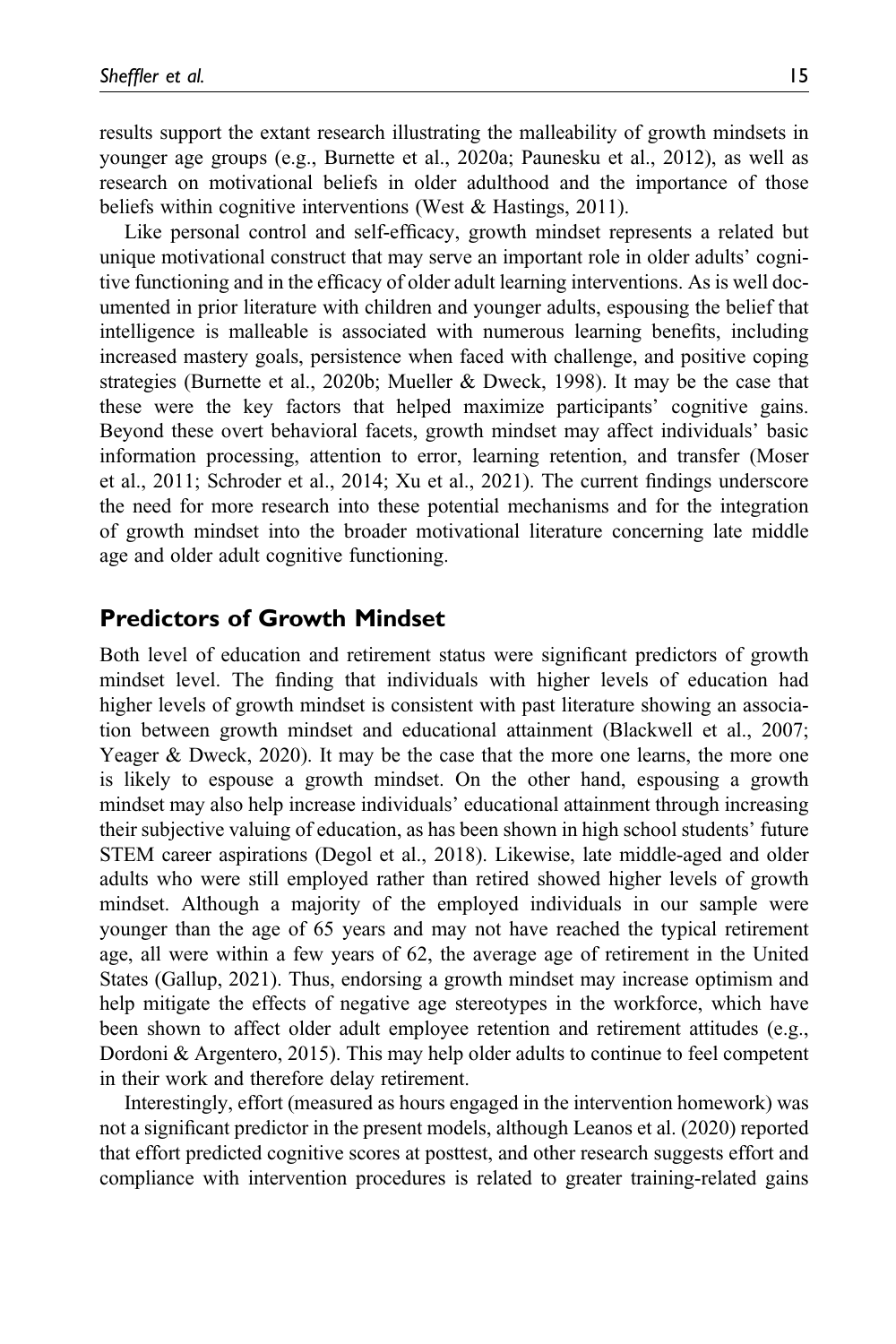results support the extant research illustrating the malleability of growth mindsets in younger age groups (e.g., Burnette et al., 2020a; Paunesku et al., 2012), as well as research on motivational beliefs in older adulthood and the importance of those beliefs within cognitive interventions (West & Hastings, 2011).

Like personal control and self-efficacy, growth mindset represents a related but unique motivational construct that may serve an important role in older adults' cognitive functioning and in the efficacy of older adult learning interventions. As is well documented in prior literature with children and younger adults, espousing the belief that intelligence is malleable is associated with numerous learning benefits, including increased mastery goals, persistence when faced with challenge, and positive coping strategies (Burnette et al., 2020b; Mueller & Dweck, 1998). It may be the case that these were the key factors that helped maximize participants' cognitive gains. Beyond these overt behavioral facets, growth mindset may affect individuals' basic information processing, attention to error, learning retention, and transfer (Moser et al., 2011; Schroder et al., 2014; Xu et al., 2021). The current findings underscore the need for more research into these potential mechanisms and for the integration of growth mindset into the broader motivational literature concerning late middle age and older adult cognitive functioning.

## Predictors of Growth Mindset

Both level of education and retirement status were significant predictors of growth mindset level. The finding that individuals with higher levels of education had higher levels of growth mindset is consistent with past literature showing an association between growth mindset and educational attainment (Blackwell et al., 2007; Yeager & Dweck, 2020). It may be the case that the more one learns, the more one is likely to espouse a growth mindset. On the other hand, espousing a growth mindset may also help increase individuals' educational attainment through increasing their subjective valuing of education, as has been shown in high school students' future STEM career aspirations (Degol et al., 2018). Likewise, late middle-aged and older adults who were still employed rather than retired showed higher levels of growth mindset. Although a majority of the employed individuals in our sample were younger than the age of 65 years and may not have reached the typical retirement age, all were within a few years of 62, the average age of retirement in the United States (Gallup, 2021). Thus, endorsing a growth mindset may increase optimism and help mitigate the effects of negative age stereotypes in the workforce, which have been shown to affect older adult employee retention and retirement attitudes (e.g., Dordoni & Argentero, 2015). This may help older adults to continue to feel competent in their work and therefore delay retirement.

Interestingly, effort (measured as hours engaged in the intervention homework) was not a significant predictor in the present models, although Leanos et al. (2020) reported that effort predicted cognitive scores at posttest, and other research suggests effort and compliance with intervention procedures is related to greater training-related gains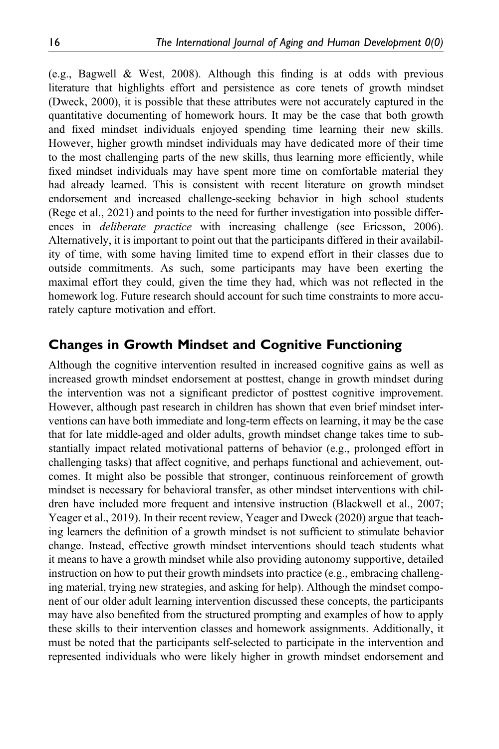(e.g., Bagwell & West, 2008). Although this finding is at odds with previous literature that highlights effort and persistence as core tenets of growth mindset (Dweck, 2000), it is possible that these attributes were not accurately captured in the quantitative documenting of homework hours. It may be the case that both growth and fixed mindset individuals enjoyed spending time learning their new skills. However, higher growth mindset individuals may have dedicated more of their time to the most challenging parts of the new skills, thus learning more efficiently, while fixed mindset individuals may have spent more time on comfortable material they had already learned. This is consistent with recent literature on growth mindset endorsement and increased challenge-seeking behavior in high school students (Rege et al., 2021) and points to the need for further investigation into possible differences in *deliberate practice* with increasing challenge (see Ericsson, 2006). Alternatively, it is important to point out that the participants differed in their availability of time, with some having limited time to expend effort in their classes due to outside commitments. As such, some participants may have been exerting the maximal effort they could, given the time they had, which was not reflected in the homework log. Future research should account for such time constraints to more accurately capture motivation and effort.

## Changes in Growth Mindset and Cognitive Functioning

Although the cognitive intervention resulted in increased cognitive gains as well as increased growth mindset endorsement at posttest, change in growth mindset during the intervention was not a significant predictor of posttest cognitive improvement. However, although past research in children has shown that even brief mindset interventions can have both immediate and long-term effects on learning, it may be the case that for late middle-aged and older adults, growth mindset change takes time to substantially impact related motivational patterns of behavior (e.g., prolonged effort in challenging tasks) that affect cognitive, and perhaps functional and achievement, outcomes. It might also be possible that stronger, continuous reinforcement of growth mindset is necessary for behavioral transfer, as other mindset interventions with children have included more frequent and intensive instruction (Blackwell et al., 2007; Yeager et al., 2019). In their recent review, Yeager and Dweck (2020) argue that teaching learners the definition of a growth mindset is not sufficient to stimulate behavior change. Instead, effective growth mindset interventions should teach students what it means to have a growth mindset while also providing autonomy supportive, detailed instruction on how to put their growth mindsets into practice (e.g., embracing challenging material, trying new strategies, and asking for help). Although the mindset component of our older adult learning intervention discussed these concepts, the participants may have also benefited from the structured prompting and examples of how to apply these skills to their intervention classes and homework assignments. Additionally, it must be noted that the participants self-selected to participate in the intervention and represented individuals who were likely higher in growth mindset endorsement and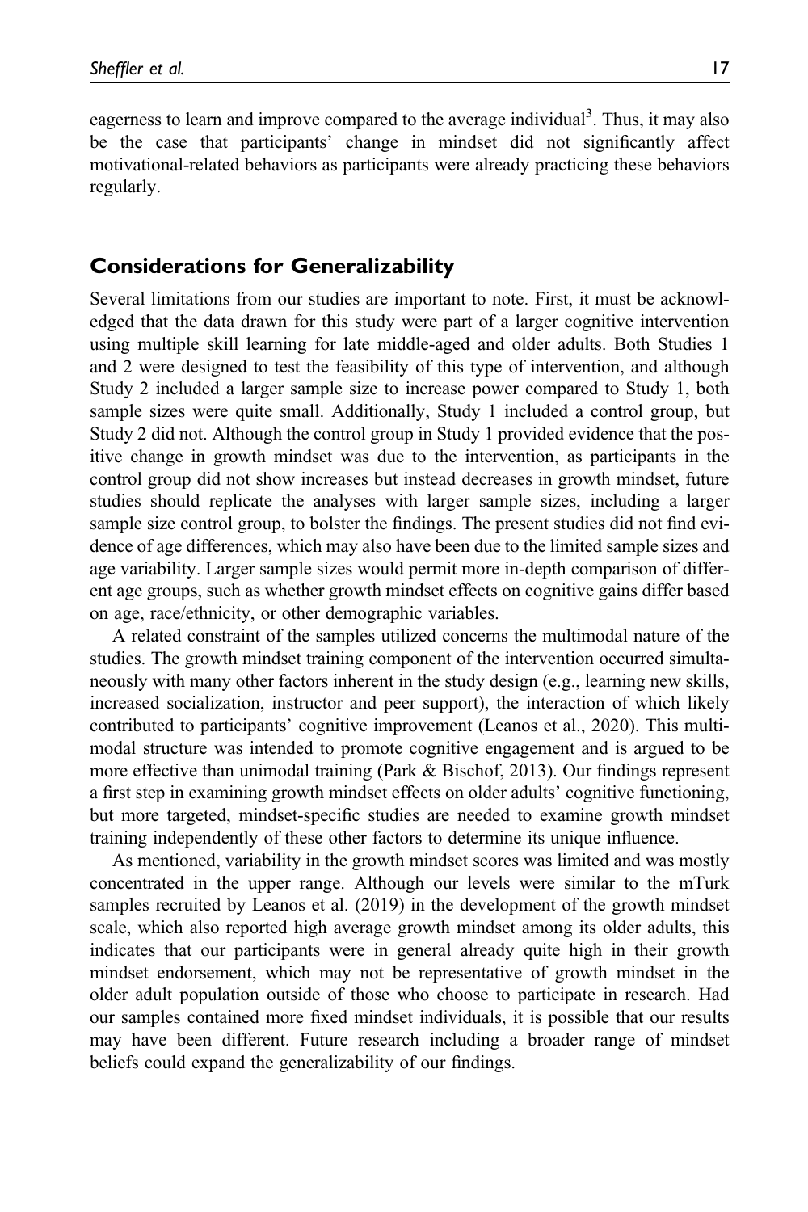eagerness to learn and improve compared to the average individual[3]. Thus, it may also be the case that participants' change in mindset did not significantly affect motivational-related behaviors as participants were already practicing these behaviors regularly.

## Considerations for Generalizability

Several limitations from our studies are important to note. First, it must be acknowledged that the data drawn for this study were part of a larger cognitive intervention using multiple skill learning for late middle-aged and older adults. Both Studies 1 and 2 were designed to test the feasibility of this type of intervention, and although Study 2 included a larger sample size to increase power compared to Study 1, both sample sizes were quite small. Additionally, Study 1 included a control group, but Study 2 did not. Although the control group in Study 1 provided evidence that the positive change in growth mindset was due to the intervention, as participants in the control group did not show increases but instead decreases in growth mindset, future studies should replicate the analyses with larger sample sizes, including a larger sample size control group, to bolster the findings. The present studies did not find evidence of age differences, which may also have been due to the limited sample sizes and age variability. Larger sample sizes would permit more in-depth comparison of different age groups, such as whether growth mindset effects on cognitive gains differ based on age, race/ethnicity, or other demographic variables.

A related constraint of the samples utilized concerns the multimodal nature of the studies. The growth mindset training component of the intervention occurred simultaneously with many other factors inherent in the study design (e.g., learning new skills, increased socialization, instructor and peer support), the interaction of which likely contributed to participants' cognitive improvement (Leanos et al., 2020). This multimodal structure was intended to promote cognitive engagement and is argued to be more effective than unimodal training (Park & Bischof, 2013). Our findings represent a first step in examining growth mindset effects on older adults' cognitive functioning, but more targeted, mindset-specific studies are needed to examine growth mindset training independently of these other factors to determine its unique influence.

As mentioned, variability in the growth mindset scores was limited and was mostly concentrated in the upper range. Although our levels were similar to the mTurk samples recruited by Leanos et al. (2019) in the development of the growth mindset scale, which also reported high average growth mindset among its older adults, this indicates that our participants were in general already quite high in their growth mindset endorsement, which may not be representative of growth mindset in the older adult population outside of those who choose to participate in research. Had our samples contained more fixed mindset individuals, it is possible that our results may have been different. Future research including a broader range of mindset beliefs could expand the generalizability of our findings.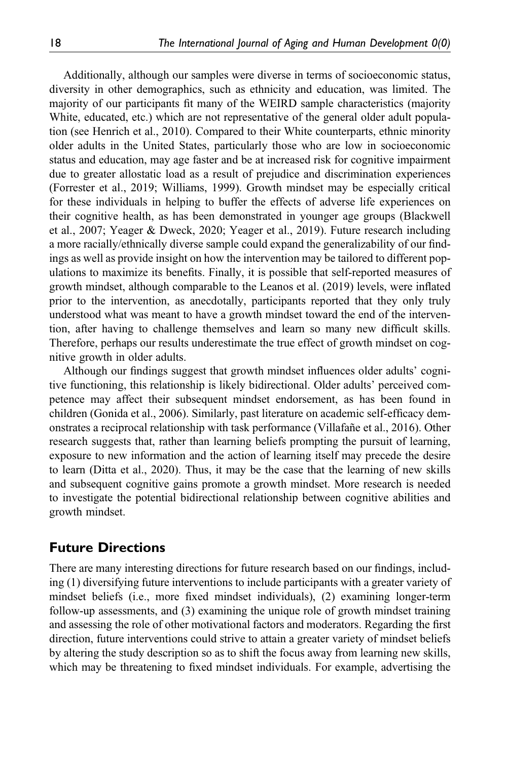Additionally, although our samples were diverse in terms of socioeconomic status, diversity in other demographics, such as ethnicity and education, was limited. The majority of our participants fit many of the WEIRD sample characteristics (majority White, educated, etc.) which are not representative of the general older adult population (see Henrich et al., 2010). Compared to their White counterparts, ethnic minority older adults in the United States, particularly those who are low in socioeconomic status and education, may age faster and be at increased risk for cognitive impairment due to greater allostatic load as a result of prejudice and discrimination experiences (Forrester et al., 2019; Williams, 1999). Growth mindset may be especially critical for these individuals in helping to buffer the effects of adverse life experiences on their cognitive health, as has been demonstrated in younger age groups (Blackwell et al., 2007; Yeager & Dweck, 2020; Yeager et al., 2019). Future research including a more racially/ethnically diverse sample could expand the generalizability of our findings as well as provide insight on how the intervention may be tailored to different populations to maximize its benefits. Finally, it is possible that self-reported measures of growth mindset, although comparable to the Leanos et al. (2019) levels, were inflated prior to the intervention, as anecdotally, participants reported that they only truly understood what was meant to have a growth mindset toward the end of the intervention, after having to challenge themselves and learn so many new difficult skills. Therefore, perhaps our results underestimate the true effect of growth mindset on cognitive growth in older adults.

Although our findings suggest that growth mindset influences older adults' cognitive functioning, this relationship is likely bidirectional. Older adults' perceived competence may affect their subsequent mindset endorsement, as has been found in children (Gonida et al., 2006). Similarly, past literature on academic self-efficacy demonstrates a reciprocal relationship with task performance (Villafañe et al., 2016). Other research suggests that, rather than learning beliefs prompting the pursuit of learning, exposure to new information and the action of learning itself may precede the desire to learn (Ditta et al., 2020). Thus, it may be the case that the learning of new skills and subsequent cognitive gains promote a growth mindset. More research is needed to investigate the potential bidirectional relationship between cognitive abilities and growth mindset.

## Future Directions

There are many interesting directions for future research based on our findings, including (1) diversifying future interventions to include participants with a greater variety of mindset beliefs (i.e., more fixed mindset individuals), (2) examining longer-term follow-up assessments, and (3) examining the unique role of growth mindset training and assessing the role of other motivational factors and moderators. Regarding the first direction, future interventions could strive to attain a greater variety of mindset beliefs by altering the study description so as to shift the focus away from learning new skills, which may be threatening to fixed mindset individuals. For example, advertising the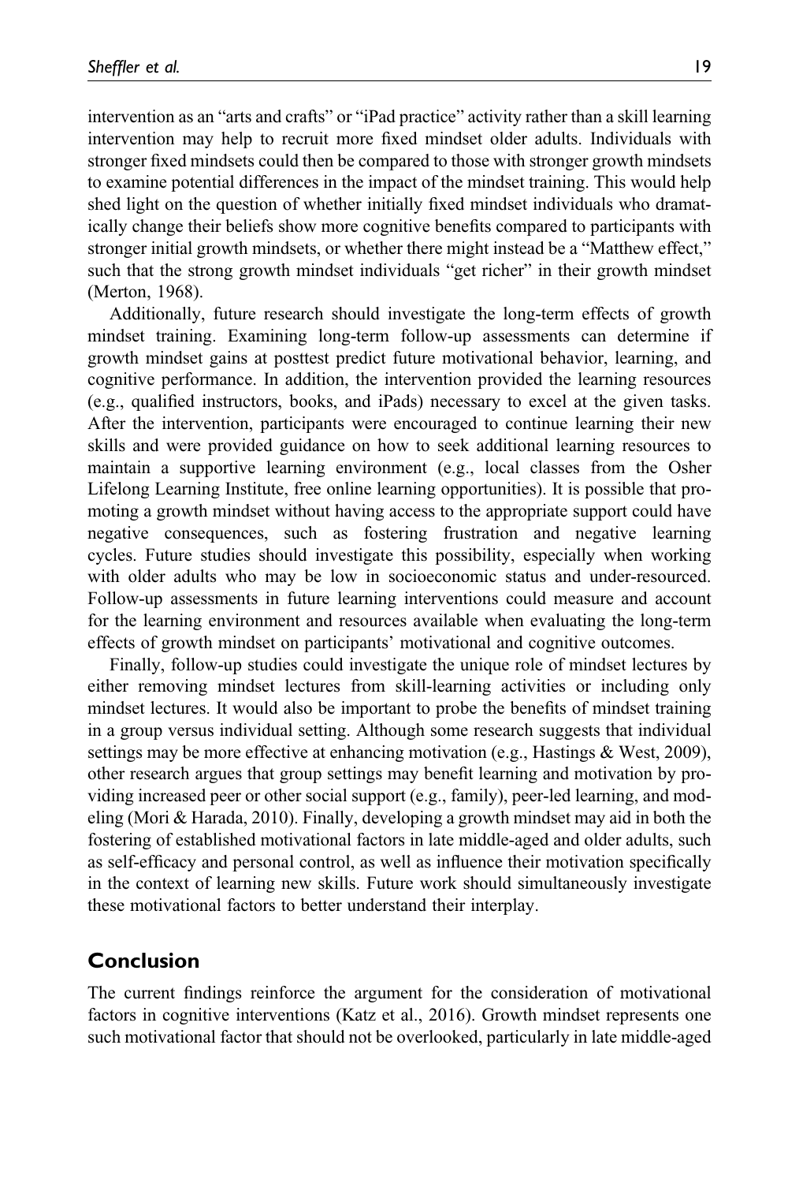intervention as an "arts and crafts" or "iPad practice" activity rather than a skill learning intervention may help to recruit more fixed mindset older adults. Individuals with stronger fixed mindsets could then be compared to those with stronger growth mindsets to examine potential differences in the impact of the mindset training. This would help shed light on the question of whether initially fixed mindset individuals who dramatically change their beliefs show more cognitive benefits compared to participants with stronger initial growth mindsets, or whether there might instead be a "Matthew effect," such that the strong growth mindset individuals "get richer" in their growth mindset (Merton, 1968).

Additionally, future research should investigate the long-term effects of growth mindset training. Examining long-term follow-up assessments can determine if growth mindset gains at posttest predict future motivational behavior, learning, and cognitive performance. In addition, the intervention provided the learning resources (e.g., qualified instructors, books, and iPads) necessary to excel at the given tasks. After the intervention, participants were encouraged to continue learning their new skills and were provided guidance on how to seek additional learning resources to maintain a supportive learning environment (e.g., local classes from the Osher Lifelong Learning Institute, free online learning opportunities). It is possible that promoting a growth mindset without having access to the appropriate support could have negative consequences, such as fostering frustration and negative learning cycles. Future studies should investigate this possibility, especially when working with older adults who may be low in socioeconomic status and under-resourced. Follow-up assessments in future learning interventions could measure and account for the learning environment and resources available when evaluating the long-term effects of growth mindset on participants' motivational and cognitive outcomes.

Finally, follow-up studies could investigate the unique role of mindset lectures by either removing mindset lectures from skill-learning activities or including only mindset lectures. It would also be important to probe the benefits of mindset training in a group versus individual setting. Although some research suggests that individual settings may be more effective at enhancing motivation (e.g., Hastings & West, 2009), other research argues that group settings may benefit learning and motivation by providing increased peer or other social support (e.g., family), peer-led learning, and modeling (Mori & Harada, 2010). Finally, developing a growth mindset may aid in both the fostering of established motivational factors in late middle-aged and older adults, such as self-efficacy and personal control, as well as influence their motivation specifically in the context of learning new skills. Future work should simultaneously investigate these motivational factors to better understand their interplay.

## Conclusion

The current findings reinforce the argument for the consideration of motivational factors in cognitive interventions (Katz et al., 2016). Growth mindset represents one such motivational factor that should not be overlooked, particularly in late middle-aged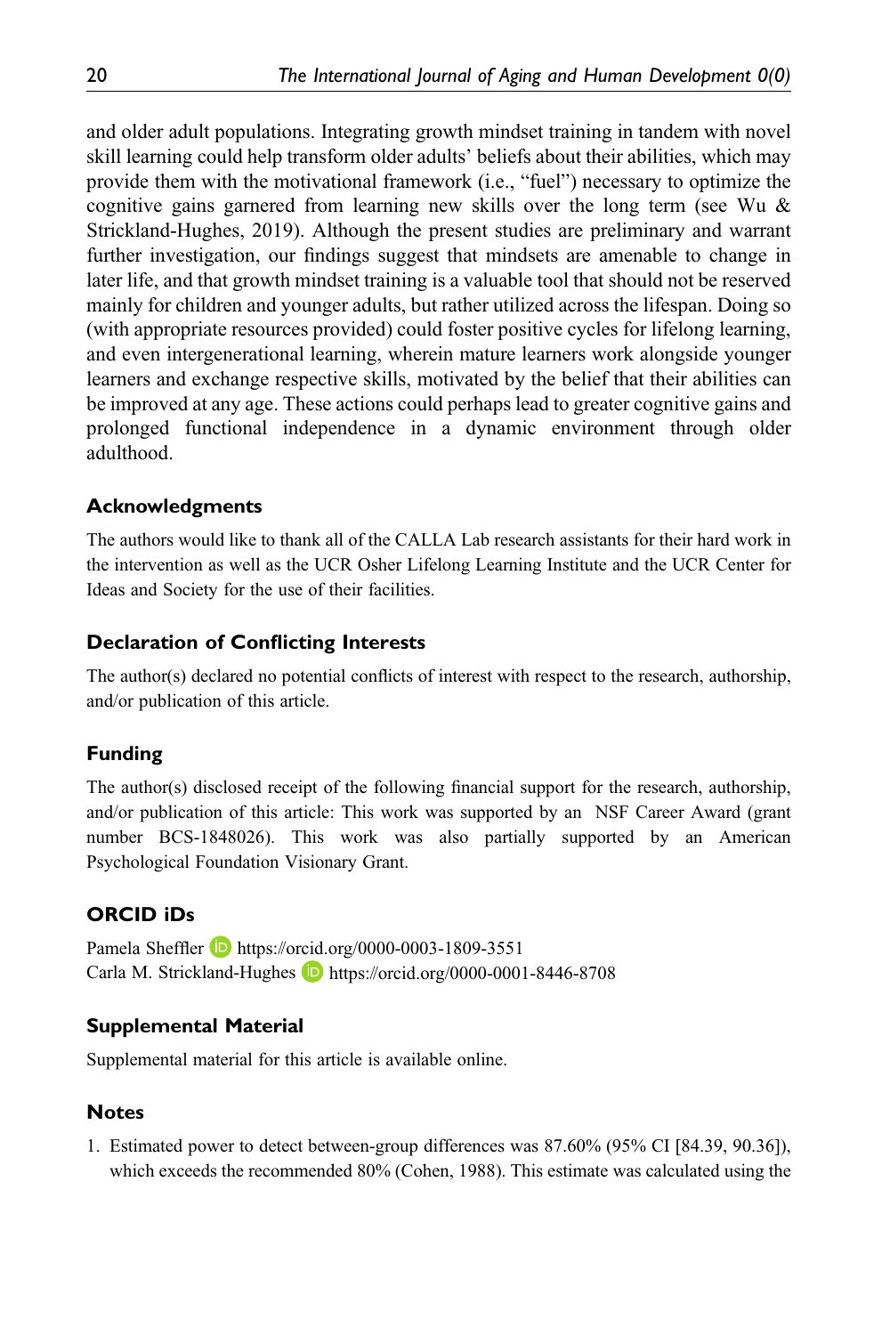and older adult populations. Integrating growth mindset training in tandem with novel skill learning could help transform older adults' beliefs about their abilities, which may provide them with the motivational framework (i.e., "fuel") necessary to optimize the cognitive gains garnered from learning new skills over the long term (see Wu & Strickland-Hughes, 2019). Although the present studies are preliminary and warrant further investigation, our findings suggest that mindsets are amenable to change in later life, and that growth mindset training is a valuable tool that should not be reserved mainly for children and younger adults, but rather utilized across the lifespan. Doing so (with appropriate resources provided) could foster positive cycles for lifelong learning, and even intergenerational learning, wherein mature learners work alongside younger learners and exchange respective skills, motivated by the belief that their abilities can be improved at any age. These actions could perhaps lead to greater cognitive gains and prolonged functional independence in a dynamic environment through older adulthood.

## Acknowledgments

The authors would like to thank all of the CALLA Lab research assistants for their hard work in the intervention as well as the UCR Osher Lifelong Learning Institute and the UCR Center for Ideas and Society for the use of their facilities.

## Declaration of Conflicting Interests

The author(s) declared no potential conflicts of interest with respect to the research, authorship, and/or publication of this article.

## Funding

The author(s) disclosed receipt of the following financial support for the research, authorship, and/or publication of this article: This work was supported by an NSF Career Award (grant number BCS-1848026). This work was also partially supported by an American Psychological Foundation Visionary Grant.

## ORCID iDs

Pamela Sheffler https://orcid.org/0000-0003-1809-3551
Carla M. Strickland-Hughes https://orcid.org/0000-0001-8446-8708

## Supplemental Material

Supplemental material for this article is available online.

## Notes

1. Estimated power to detect between-group differences was 87.60% (95% CI [84.39, 90.36]), which exceeds the recommended 80% (Cohen, 1988). This estimate was calculated using the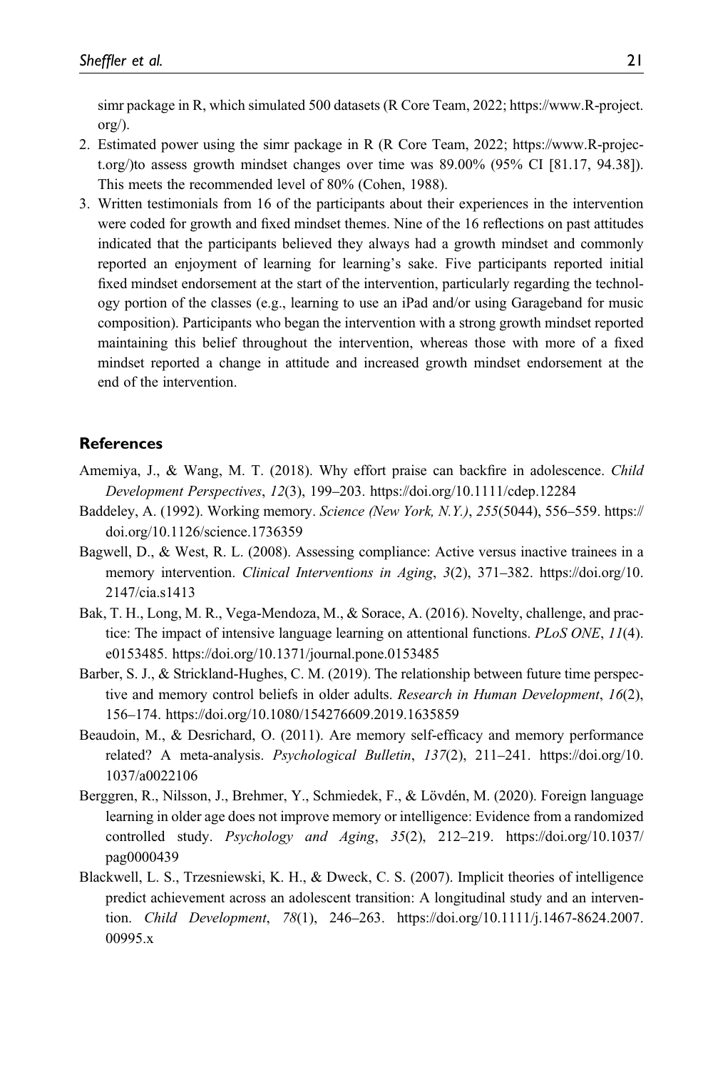simr package in R, which simulated 500 datasets (R Core Team, 2022; https://www.R-project.org/).

2. Estimated power using the simr package in R (R Core Team, 2022; https://www.R-project.org/)to assess growth mindset changes over time was 89.00% (95% CI [81.17, 94.38]). This meets the recommended level of 80% (Cohen, 1988).
3. Written testimonials from 16 of the participants about their experiences in the intervention were coded for growth and fixed mindset themes. Nine of the 16 reflections on past attitudes indicated that the participants believed they always had a growth mindset and commonly reported an enjoyment of learning for learning's sake. Five participants reported initial fixed mindset endorsement at the start of the intervention, particularly regarding the technology portion of the classes (e.g., learning to use an iPad and/or using Garageband for music composition). Participants who began the intervention with a strong growth mindset reported maintaining this belief throughout the intervention, whereas those with more of a fixed mindset reported a change in attitude and increased growth mindset endorsement at the end of the intervention.

## References

Amemiya, J., & Wang, M. T. (2018). Why effort praise can backfire in adolescence. *Child Development Perspectives*, *12*(3), 199–203. https://doi.org/10.1111/cdep.12284

Baddeley, A. (1992). Working memory. *Science (New York, N.Y.)*, *255*(5044), 556–559. https://doi.org/10.1126/science.1736359

Bagwell, D., & West, R. L. (2008). Assessing compliance: Active versus inactive trainees in a memory intervention. *Clinical Interventions in Aging*, *3*(2), 371–382. https://doi.org/10.2147/cia.s1413

Bak, T. H., Long, M. R., Vega-Mendoza, M., & Sorace, A. (2016). Novelty, challenge, and practice: The impact of intensive language learning on attentional functions. *PLoS ONE*, *11*(4). e0153485. https://doi.org/10.1371/journal.pone.0153485

Barber, S. J., & Strickland-Hughes, C. M. (2019). The relationship between future time perspective and memory control beliefs in older adults. *Research in Human Development*, *16*(2), 156–174. https://doi.org/10.1080/154276609.2019.1635859

Beaudoin, M., & Desrichard, O. (2011). Are memory self-efficacy and memory performance related? A meta-analysis. *Psychological Bulletin*, *137*(2), 211–241. https://doi.org/10.1037/a0022106

Berggren, R., Nilsson, J., Brehmer, Y., Schmiedek, F., & Lövdén, M. (2020). Foreign language learning in older age does not improve memory or intelligence: Evidence from a randomized controlled study. *Psychology and Aging*, *35*(2), 212–219. https://doi.org/10.1037/pag0000439

Blackwell, L. S., Trzesniewski, K. H., & Dweck, C. S. (2007). Implicit theories of intelligence predict achievement across an adolescent transition: A longitudinal study and an intervention. *Child Development*, *78*(1), 246–263. https://doi.org/10.1111/j.1467-8624.2007.00995.x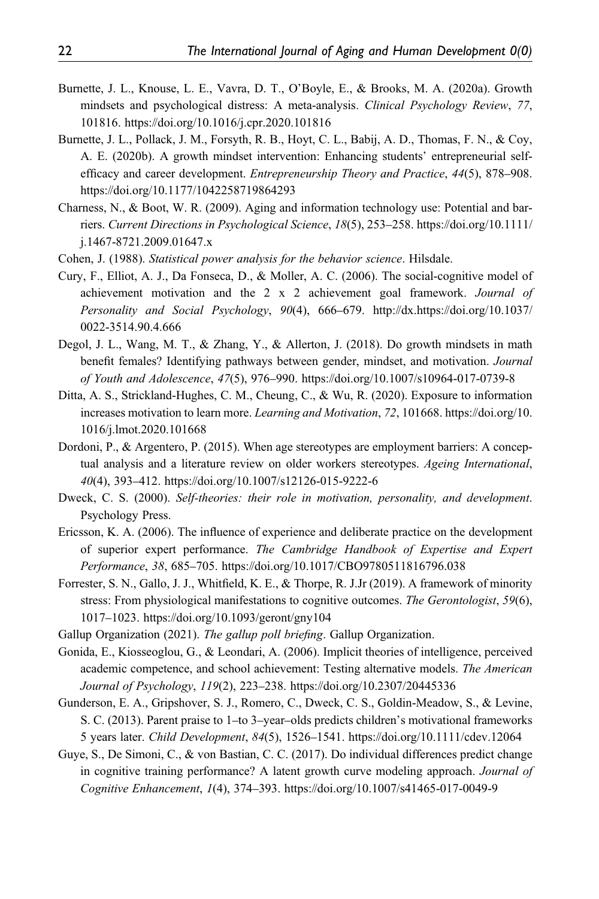Burnette, J. L., Knouse, L. E., Vavra, D. T., O'Boyle, E., & Brooks, M. A. (2020a). Growth mindsets and psychological distress: A meta-analysis. *Clinical Psychology Review*, *77*, 101816. https://doi.org/10.1016/j.cpr.2020.101816

Burnette, J. L., Pollack, J. M., Forsyth, R. B., Hoyt, C. L., Babij, A. D., Thomas, F. N., & Coy, A. E. (2020b). A growth mindset intervention: Enhancing students' entrepreneurial self-efficacy and career development. *Entrepreneurship Theory and Practice*, *44*(5), 878–908. https://doi.org/10.1177/1042258719864293

Charness, N., & Boot, W. R. (2009). Aging and information technology use: Potential and barriers. *Current Directions in Psychological Science*, *18*(5), 253–258. https://doi.org/10.1111/j.1467-8721.2009.01647.x

Cohen, J. (1988). *Statistical power analysis for the behavior science*. Hilsdale.

Cury, F., Elliot, A. J., Da Fonseca, D., & Moller, A. C. (2006). The social-cognitive model of achievement motivation and the 2 x 2 achievement goal framework. *Journal of Personality and Social Psychology*, *90*(4), 666–679. http://dx.https://doi.org/10.1037/0022-3514.90.4.666

Degol, J. L., Wang, M. T., & Zhang, Y., & Allerton, J. (2018). Do growth mindsets in math benefit females? Identifying pathways between gender, mindset, and motivation. *Journal of Youth and Adolescence*, *47*(5), 976–990. https://doi.org/10.1007/s10964-017-0739-8

Ditta, A. S., Strickland-Hughes, C. M., Cheung, C., & Wu, R. (2020). Exposure to information increases motivation to learn more. *Learning and Motivation*, *72*, 101668. https://doi.org/10.1016/j.lmot.2020.101668

Dordoni, P., & Argentero, P. (2015). When age stereotypes are employment barriers: A conceptual analysis and a literature review on older workers stereotypes. *Ageing International*, *40*(4), 393–412. https://doi.org/10.1007/s12126-015-9222-6

Dweck, C. S. (2000). *Self-theories: their role in motivation, personality, and development*. Psychology Press.

Ericsson, K. A. (2006). The influence of experience and deliberate practice on the development of superior expert performance. *The Cambridge Handbook of Expertise and Expert Performance*, *38*, 685–705. https://doi.org/10.1017/CBO9780511816796.038

Forrester, S. N., Gallo, J. J., Whitfield, K. E., & Thorpe, R. J.Jr (2019). A framework of minority stress: From physiological manifestations to cognitive outcomes. *The Gerontologist*, *59*(6), 1017–1023. https://doi.org/10.1093/geront/gny104

Gallup Organization (2021). *The gallup poll briefing*. Gallup Organization.

Gonida, E., Kiosseoglou, G., & Leondari, A. (2006). Implicit theories of intelligence, perceived academic competence, and school achievement: Testing alternative models. *The American Journal of Psychology*, *119*(2), 223–238. https://doi.org/10.2307/20445336

Gunderson, E. A., Gripshover, S. J., Romero, C., Dweck, C. S., Goldin-Meadow, S., & Levine, S. C. (2013). Parent praise to 1–to 3–year–olds predicts children's motivational frameworks 5 years later. *Child Development*, *84*(5), 1526–1541. https://doi.org/10.1111/cdev.12064

Guye, S., De Simoni, C., & von Bastian, C. C. (2017). Do individual differences predict change in cognitive training performance? A latent growth curve modeling approach. *Journal of Cognitive Enhancement*, *1*(4), 374–393. https://doi.org/10.1007/s41465-017-0049-9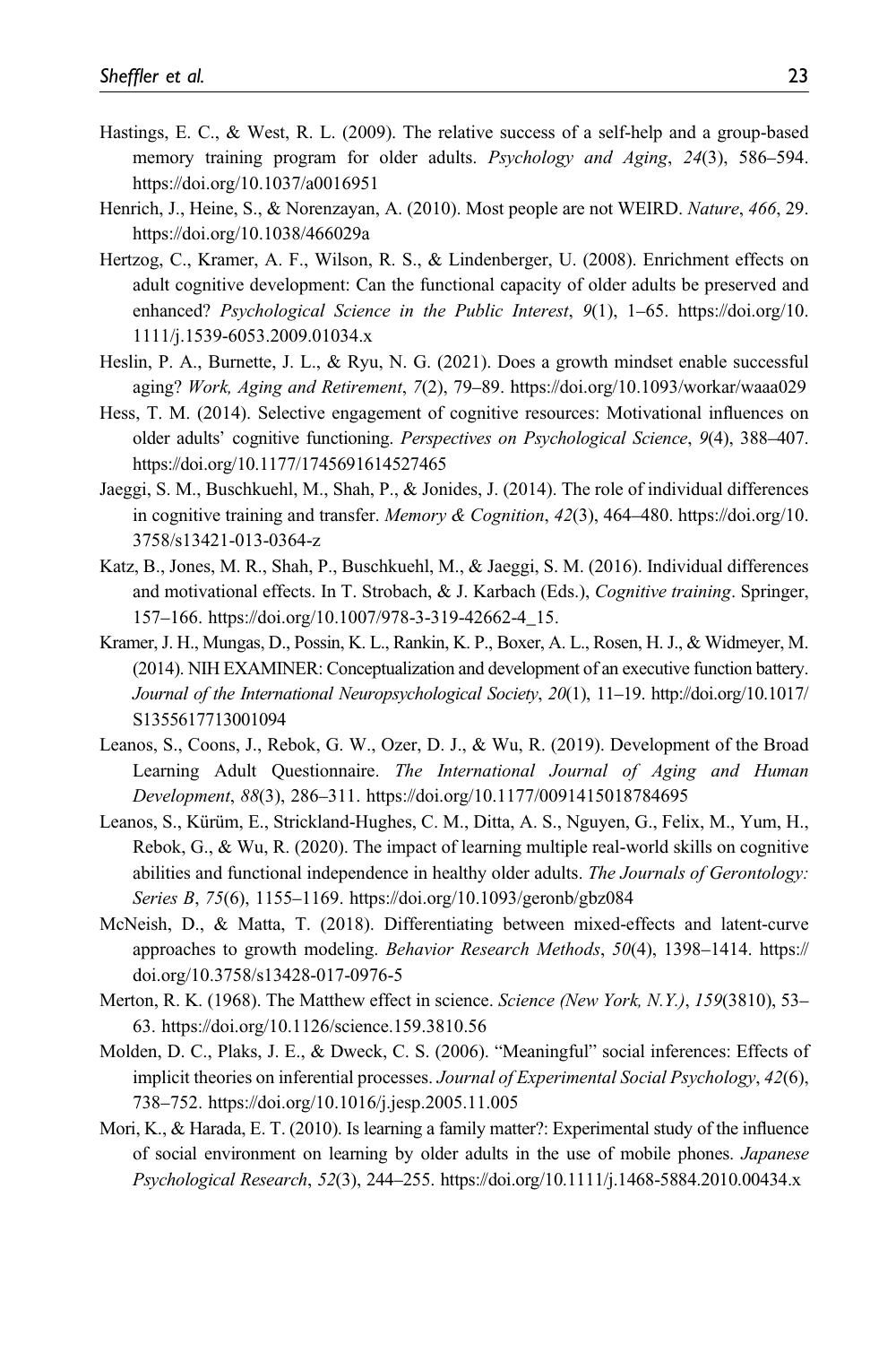Hastings, E. C., & West, R. L. (2009). The relative success of a self-help and a group-based memory training program for older adults. *Psychology and Aging*, *24*(3), 586–594. https://doi.org/10.1037/a0016951

Henrich, J., Heine, S., & Norenzayan, A. (2010). Most people are not WEIRD. *Nature*, *466*, 29. https://doi.org/10.1038/466029a

Hertzog, C., Kramer, A. F., Wilson, R. S., & Lindenberger, U. (2008). Enrichment effects on adult cognitive development: Can the functional capacity of older adults be preserved and enhanced? *Psychological Science in the Public Interest*, *9*(1), 1–65. https://doi.org/10.1111/j.1539-6053.2009.01034.x

Heslin, P. A., Burnette, J. L., & Ryu, N. G. (2021). Does a growth mindset enable successful aging? *Work, Aging and Retirement*, *7*(2), 79–89. https://doi.org/10.1093/workar/waaa029

Hess, T. M. (2014). Selective engagement of cognitive resources: Motivational influences on older adults' cognitive functioning. *Perspectives on Psychological Science*, *9*(4), 388–407. https://doi.org/10.1177/1745691614527465

Jaeggi, S. M., Buschkuehl, M., Shah, P., & Jonides, J. (2014). The role of individual differences in cognitive training and transfer. *Memory & Cognition*, *42*(3), 464–480. https://doi.org/10.3758/s13421-013-0364-z

Katz, B., Jones, M. R., Shah, P., Buschkuehl, M., & Jaeggi, S. M. (2016). Individual differences and motivational effects. In T. Strobach, & J. Karbach (Eds.), *Cognitive training*. Springer, 157–166. https://doi.org/10.1007/978-3-319-42662-4_15.

Kramer, J. H., Mungas, D., Possin, K. L., Rankin, K. P., Boxer, A. L., Rosen, H. J., & Widmeyer, M. (2014). NIH EXAMINER: Conceptualization and development of an executive function battery. *Journal of the International Neuropsychological Society*, *20*(1), 11–19. http://doi.org/10.1017/S1355617713001094

Leanos, S., Coons, J., Rebok, G. W., Ozer, D. J., & Wu, R. (2019). Development of the Broad Learning Adult Questionnaire. *The International Journal of Aging and Human Development*, *88*(3), 286–311. https://doi.org/10.1177/0091415018784695

Leanos, S., Kürüm, E., Strickland-Hughes, C. M., Ditta, A. S., Nguyen, G., Felix, M., Yum, H., Rebok, G., & Wu, R. (2020). The impact of learning multiple real-world skills on cognitive abilities and functional independence in healthy older adults. *The Journals of Gerontology: Series B*, *75*(6), 1155–1169. https://doi.org/10.1093/geronb/gbz084

McNeish, D., & Matta, T. (2018). Differentiating between mixed-effects and latent-curve approaches to growth modeling. *Behavior Research Methods*, *50*(4), 1398–1414. https://doi.org/10.3758/s13428-017-0976-5

Merton, R. K. (1968). The Matthew effect in science. *Science (New York, N.Y.)*, *159*(3810), 53–63. https://doi.org/10.1126/science.159.3810.56

Molden, D. C., Plaks, J. E., & Dweck, C. S. (2006). "Meaningful" social inferences: Effects of implicit theories on inferential processes. *Journal of Experimental Social Psychology*, *42*(6), 738–752. https://doi.org/10.1016/j.jesp.2005.11.005

Mori, K., & Harada, E. T. (2010). Is learning a family matter?: Experimental study of the influence of social environment on learning by older adults in the use of mobile phones. *Japanese Psychological Research*, *52*(3), 244–255. https://doi.org/10.1111/j.1468-5884.2010.00434.x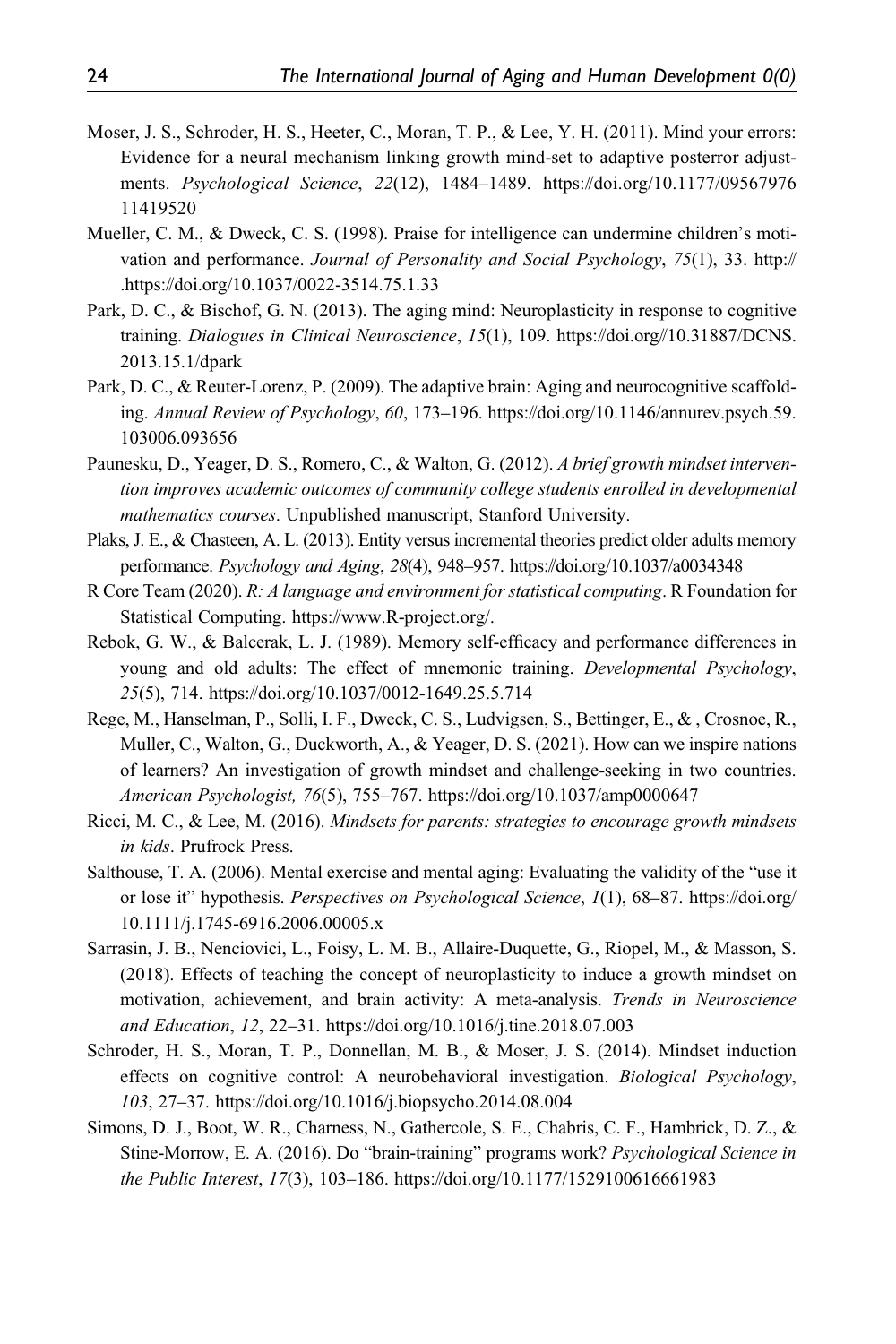Moser, J. S., Schroder, H. S., Heeter, C., Moran, T. P., & Lee, Y. H. (2011). Mind your errors: Evidence for a neural mechanism linking growth mind-set to adaptive posterror adjustments. *Psychological Science*, *22*(12), 1484–1489. https://doi.org/10.1177/0956797611419520

Mueller, C. M., & Dweck, C. S. (1998). Praise for intelligence can undermine children's motivation and performance. *Journal of Personality and Social Psychology*, *75*(1), 33. http://.https://doi.org/10.1037/0022-3514.75.1.33

Park, D. C., & Bischof, G. N. (2013). The aging mind: Neuroplasticity in response to cognitive training. *Dialogues in Clinical Neuroscience*, *15*(1), 109. https://doi.org//10.31887/DCNS.2013.15.1/dpark

Park, D. C., & Reuter-Lorenz, P. (2009). The adaptive brain: Aging and neurocognitive scaffolding. *Annual Review of Psychology*, *60*, 173–196. https://doi.org/10.1146/annurev.psych.59.103006.093656

Paunesku, D., Yeager, D. S., Romero, C., & Walton, G. (2012). *A brief growth mindset intervention improves academic outcomes of community college students enrolled in developmental mathematics courses*. Unpublished manuscript, Stanford University.

Plaks, J. E., & Chasteen, A. L. (2013). Entity versus incremental theories predict older adults memory performance. *Psychology and Aging*, *28*(4), 948–957. https://doi.org/10.1037/a0034348

R Core Team (2020). *R: A language and environment for statistical computing*. R Foundation for Statistical Computing. https://www.R-project.org/.

Rebok, G. W., & Balcerak, L. J. (1989). Memory self-efficacy and performance differences in young and old adults: The effect of mnemonic training. *Developmental Psychology*, *25*(5), 714. https://doi.org/10.1037/0012-1649.25.5.714

Rege, M., Hanselman, P., Solli, I. F., Dweck, C. S., Ludvigsen, S., Bettinger, E., & , Crosnoe, R., Muller, C., Walton, G., Duckworth, A., & Yeager, D. S. (2021). How can we inspire nations of learners? An investigation of growth mindset and challenge-seeking in two countries. *American Psychologist, 76*(5), 755–767. https://doi.org/10.1037/amp0000647

Ricci, M. C., & Lee, M. (2016). *Mindsets for parents: strategies to encourage growth mindsets in kids*. Prufrock Press.

Salthouse, T. A. (2006). Mental exercise and mental aging: Evaluating the validity of the "use it or lose it" hypothesis. *Perspectives on Psychological Science*, *1*(1), 68–87. https://doi.org/10.1111/j.1745-6916.2006.00005.x

Sarrasin, J. B., Nenciovici, L., Foisy, L. M. B., Allaire-Duquette, G., Riopel, M., & Masson, S. (2018). Effects of teaching the concept of neuroplasticity to induce a growth mindset on motivation, achievement, and brain activity: A meta-analysis. *Trends in Neuroscience and Education*, *12*, 22–31. https://doi.org/10.1016/j.tine.2018.07.003

Schroder, H. S., Moran, T. P., Donnellan, M. B., & Moser, J. S. (2014). Mindset induction effects on cognitive control: A neurobehavioral investigation. *Biological Psychology*, *103*, 27–37. https://doi.org/10.1016/j.biopsycho.2014.08.004

Simons, D. J., Boot, W. R., Charness, N., Gathercole, S. E., Chabris, C. F., Hambrick, D. Z., & Stine-Morrow, E. A. (2016). Do "brain-training" programs work? *Psychological Science in the Public Interest*, *17*(3), 103–186. https://doi.org/10.1177/1529100616661983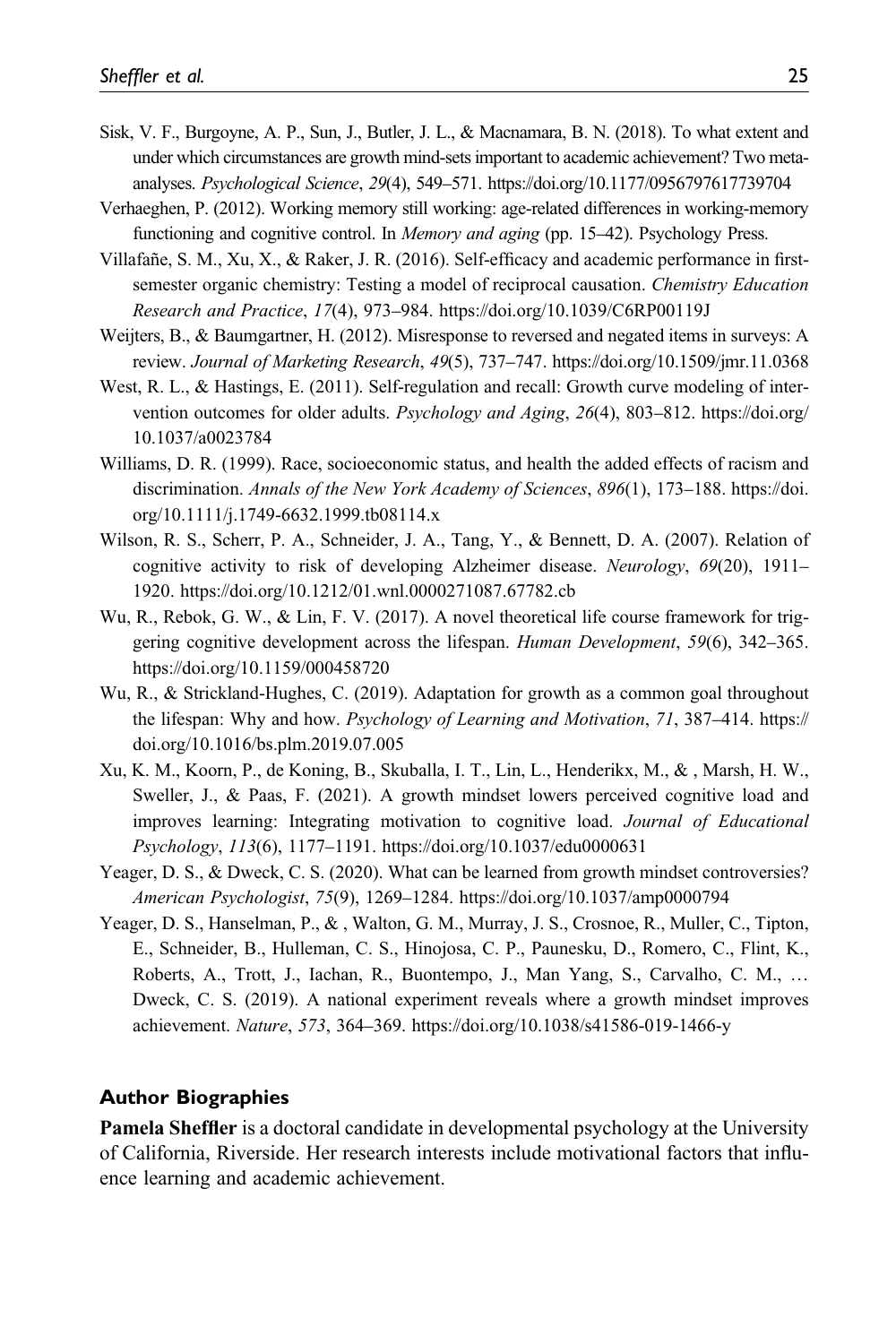Sisk, V. F., Burgoyne, A. P., Sun, J., Butler, J. L., & Macnamara, B. N. (2018). To what extent and under which circumstances are growth mind-sets important to academic achievement? Two meta-analyses. *Psychological Science*, *29*(4), 549–571. https://doi.org/10.1177/0956797617739704

Verhaeghen, P. (2012). Working memory still working: age-related differences in working-memory functioning and cognitive control. In *Memory and aging* (pp. 15–42). Psychology Press.

Villafañe, S. M., Xu, X., & Raker, J. R. (2016). Self-efficacy and academic performance in first-semester organic chemistry: Testing a model of reciprocal causation. *Chemistry Education Research and Practice*, *17*(4), 973–984. https://doi.org/10.1039/C6RP00119J

Weijters, B., & Baumgartner, H. (2012). Misresponse to reversed and negated items in surveys: A review. *Journal of Marketing Research*, *49*(5), 737–747. https://doi.org/10.1509/jmr.11.0368

West, R. L., & Hastings, E. (2011). Self-regulation and recall: Growth curve modeling of intervention outcomes for older adults. *Psychology and Aging*, *26*(4), 803–812. https://doi.org/10.1037/a0023784

Williams, D. R. (1999). Race, socioeconomic status, and health the added effects of racism and discrimination. *Annals of the New York Academy of Sciences*, *896*(1), 173–188. https://doi.org/10.1111/j.1749-6632.1999.tb08114.x

Wilson, R. S., Scherr, P. A., Schneider, J. A., Tang, Y., & Bennett, D. A. (2007). Relation of cognitive activity to risk of developing Alzheimer disease. *Neurology*, *69*(20), 1911–1920. https://doi.org/10.1212/01.wnl.0000271087.67782.cb

Wu, R., Rebok, G. W., & Lin, F. V. (2017). A novel theoretical life course framework for triggering cognitive development across the lifespan. *Human Development*, *59*(6), 342–365. https://doi.org/10.1159/000458720

Wu, R., & Strickland-Hughes, C. (2019). Adaptation for growth as a common goal throughout the lifespan: Why and how. *Psychology of Learning and Motivation*, *71*, 387–414. https://doi.org/10.1016/bs.plm.2019.07.005

Xu, K. M., Koorn, P., de Koning, B., Skuballa, I. T., Lin, L., Henderikx, M., & , Marsh, H. W., Sweller, J., & Paas, F. (2021). A growth mindset lowers perceived cognitive load and improves learning: Integrating motivation to cognitive load. *Journal of Educational Psychology*, *113*(6), 1177–1191. https://doi.org/10.1037/edu0000631

Yeager, D. S., & Dweck, C. S. (2020). What can be learned from growth mindset controversies? *American Psychologist*, *75*(9), 1269–1284. https://doi.org/10.1037/amp0000794

Yeager, D. S., Hanselman, P., & , Walton, G. M., Murray, J. S., Crosnoe, R., Muller, C., Tipton, E., Schneider, B., Hulleman, C. S., Hinojosa, C. P., Paunesku, D., Romero, C., Flint, K., Roberts, A., Trott, J., Iachan, R., Buontempo, J., Man Yang, S., Carvalho, C. M., … Dweck, C. S. (2019). A national experiment reveals where a growth mindset improves achievement. *Nature*, *573*, 364–369. https://doi.org/10.1038/s41586-019-1466-y

## Author Biographies

**Pamela Sheffler** is a doctoral candidate in developmental psychology at the University of California, Riverside. Her research interests include motivational factors that influence learning and academic achievement.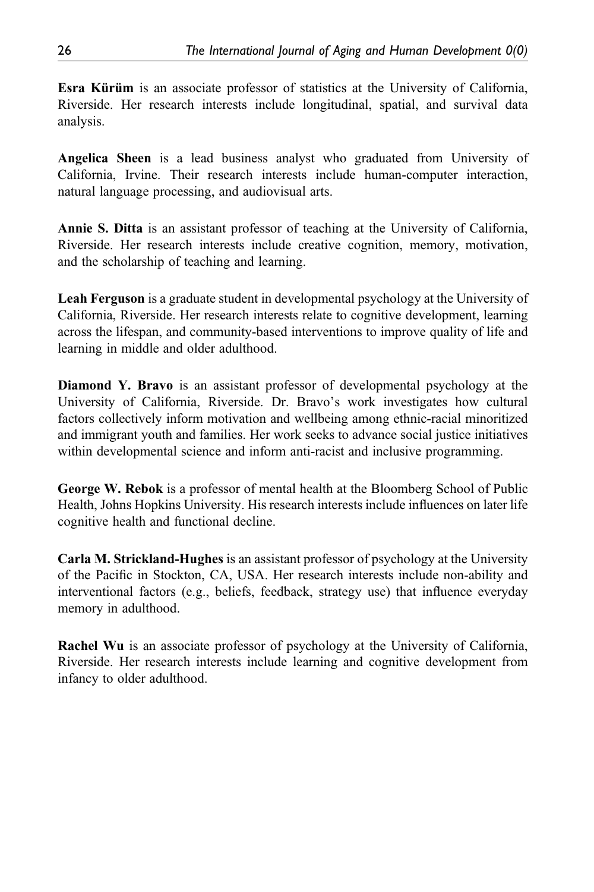**Esra Kürüm** is an associate professor of statistics at the University of California, Riverside. Her research interests include longitudinal, spatial, and survival data analysis.

**Angelica Sheen** is a lead business analyst who graduated from University of California, Irvine. Their research interests include human-computer interaction, natural language processing, and audiovisual arts.

**Annie S. Ditta** is an assistant professor of teaching at the University of California, Riverside. Her research interests include creative cognition, memory, motivation, and the scholarship of teaching and learning.

**Leah Ferguson** is a graduate student in developmental psychology at the University of California, Riverside. Her research interests relate to cognitive development, learning across the lifespan, and community-based interventions to improve quality of life and learning in middle and older adulthood.

**Diamond Y. Bravo** is an assistant professor of developmental psychology at the University of California, Riverside. Dr. Bravo's work investigates how cultural factors collectively inform motivation and wellbeing among ethnic-racial minoritized and immigrant youth and families. Her work seeks to advance social justice initiatives within developmental science and inform anti-racist and inclusive programming.

**George W. Rebok** is a professor of mental health at the Bloomberg School of Public Health, Johns Hopkins University. His research interests include influences on later life cognitive health and functional decline.

**Carla M. Strickland-Hughes** is an assistant professor of psychology at the University of the Pacific in Stockton, CA, USA. Her research interests include non-ability and interventional factors (e.g., beliefs, feedback, strategy use) that influence everyday memory in adulthood.

**Rachel Wu** is an associate professor of psychology at the University of California, Riverside. Her research interests include learning and cognitive development from infancy to older adulthood.